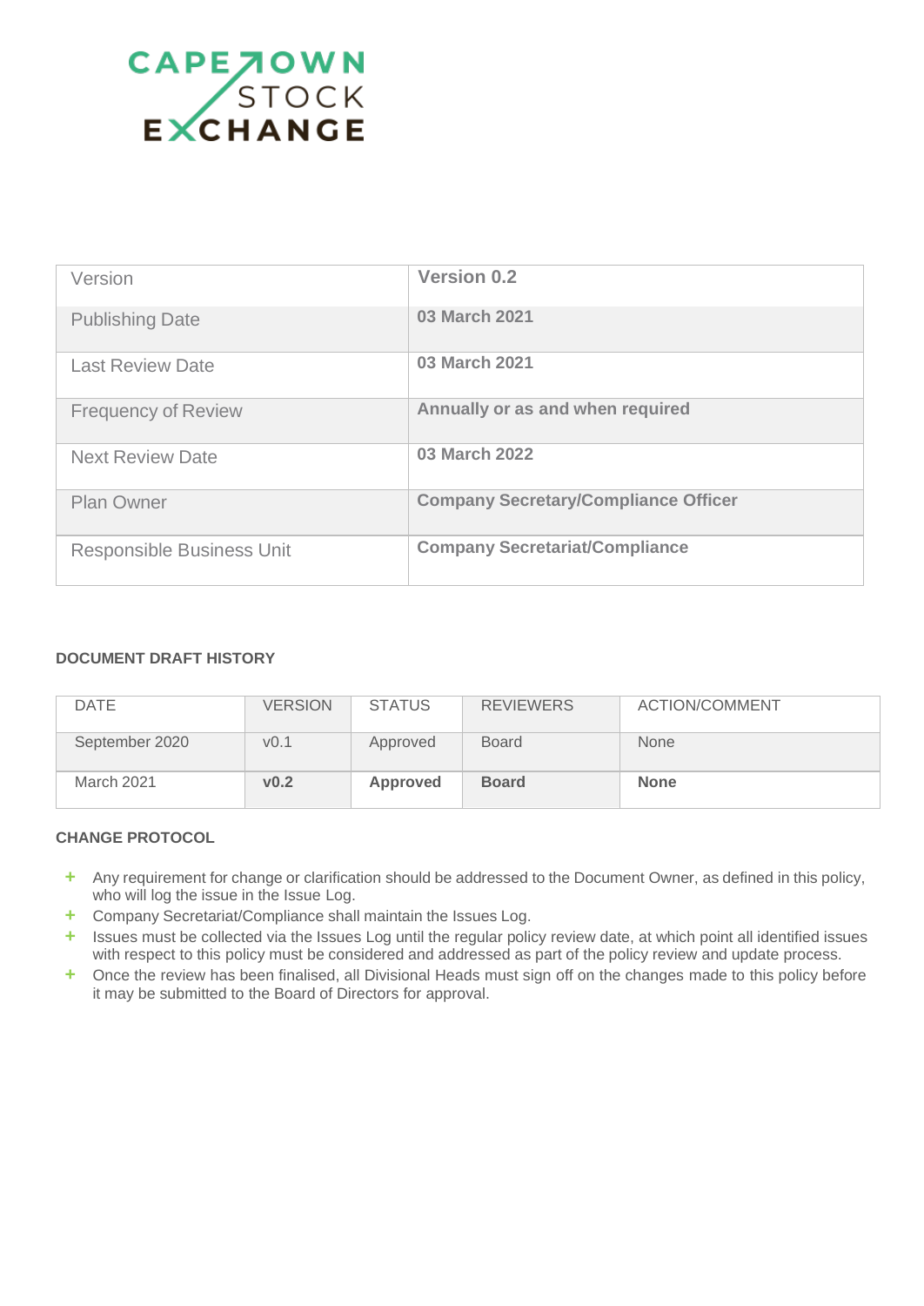CAPE TOWN STOCK EXCHANGE

| Version | **Version 0.2** |
|---|---|
| Publishing Date | **03 March 2021** |
| Last Review Date | **03 March 2021** |
| Frequency of Review | **Annually or as and when required** |
| Next Review Date | **03 March 2022** |
| Plan Owner | **Company Secretary/Compliance Officer** |
| Responsible Business Unit | **Company Secretariat/Compliance** |

**DOCUMENT DRAFT HISTORY**

| DATE | VERSION | STATUS | REVIEWERS | ACTION/COMMENT |
|---|---|---|---|---|
| September 2020 | v0.1 | Approved | Board | None |
| March 2021 | **v0.2** | **Approved** | **Board** | **None** |

**CHANGE PROTOCOL**

- Any requirement for change or clarification should be addressed to the Document Owner, as defined in this policy, who will log the issue in the Issue Log.
- Company Secretariat/Compliance shall maintain the Issues Log.
- Issues must be collected via the Issues Log until the regular policy review date, at which point all identified issues with respect to this policy must be considered and addressed as part of the policy review and update process.
- Once the review has been finalised, all Divisional Heads must sign off on the changes made to this policy before it may be submitted to the Board of Directors for approval.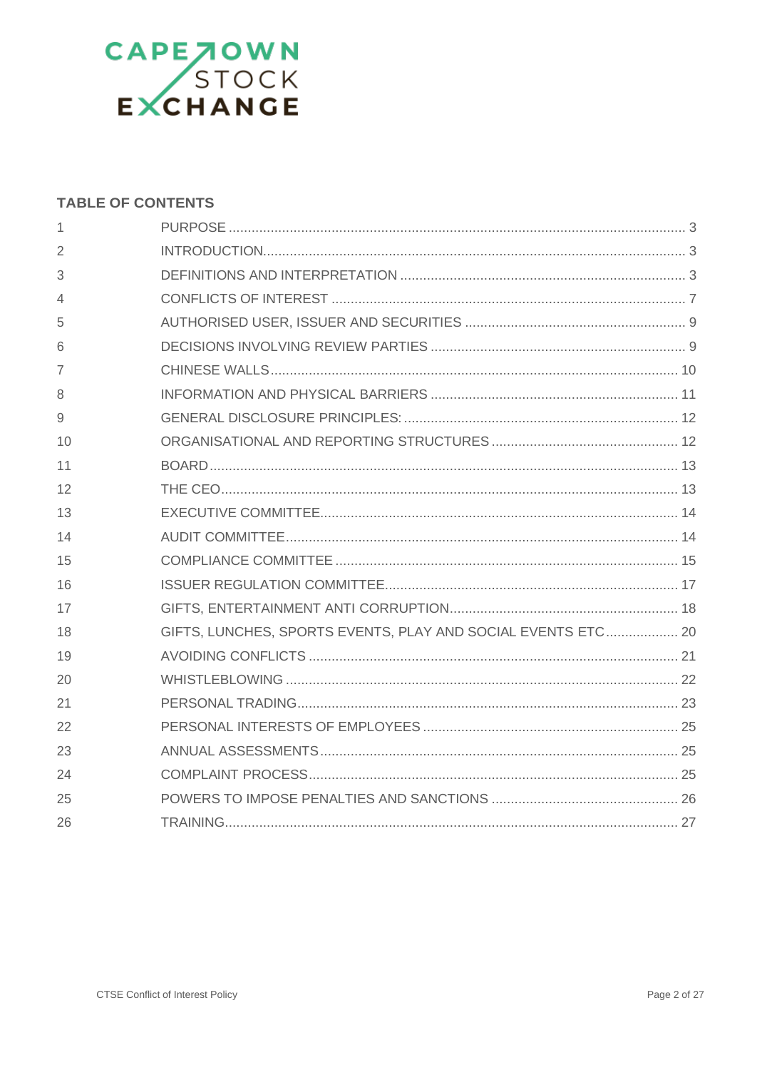## TABLE OF CONTENTS

| | | |
|---|---|---|
| 1 | PURPOSE | 3 |
| 2 | INTRODUCTION | 3 |
| 3 | DEFINITIONS AND INTERPRETATION | 3 |
| 4 | CONFLICTS OF INTEREST | 7 |
| 5 | AUTHORISED USER, ISSUER AND SECURITIES | 9 |
| 6 | DECISIONS INVOLVING REVIEW PARTIES | 9 |
| 7 | CHINESE WALLS | 10 |
| 8 | INFORMATION AND PHYSICAL BARRIERS | 11 |
| 9 | GENERAL DISCLOSURE PRINCIPLES: | 12 |
| 10 | ORGANISATIONAL AND REPORTING STRUCTURES | 12 |
| 11 | BOARD | 13 |
| 12 | THE CEO | 13 |
| 13 | EXECUTIVE COMMITTEE | 14 |
| 14 | AUDIT COMMITTEE | 14 |
| 15 | COMPLIANCE COMMITTEE | 15 |
| 16 | ISSUER REGULATION COMMITTEE | 17 |
| 17 | GIFTS, ENTERTAINMENT ANTI CORRUPTION | 18 |
| 18 | GIFTS, LUNCHES, SPORTS EVENTS, PLAY AND SOCIAL EVENTS ETC | 20 |
| 19 | AVOIDING CONFLICTS | 21 |
| 20 | WHISTLEBLOWING | 22 |
| 21 | PERSONAL TRADING | 23 |
| 22 | PERSONAL INTERESTS OF EMPLOYEES | 25 |
| 23 | ANNUAL ASSESSMENTS | 25 |
| 24 | COMPLAINT PROCESS | 25 |
| 25 | POWERS TO IMPOSE PENALTIES AND SANCTIONS | 26 |
| 26 | TRAINING | 27 |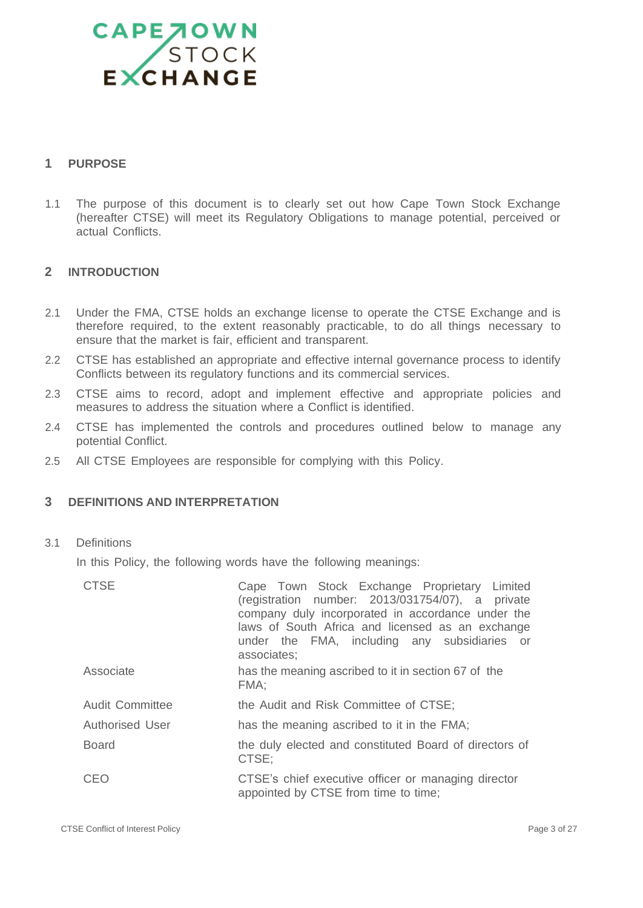## 1 PURPOSE

1.1 The purpose of this document is to clearly set out how Cape Town Stock Exchange (hereafter CTSE) will meet its Regulatory Obligations to manage potential, perceived or actual Conflicts.

## 2 INTRODUCTION

2.1 Under the FMA, CTSE holds an exchange license to operate the CTSE Exchange and is therefore required, to the extent reasonably practicable, to do all things necessary to ensure that the market is fair, efficient and transparent.

2.2 CTSE has established an appropriate and effective internal governance process to identify Conflicts between its regulatory functions and its commercial services.

2.3 CTSE aims to record, adopt and implement effective and appropriate policies and measures to address the situation where a Conflict is identified.

2.4 CTSE has implemented the controls and procedures outlined below to manage any potential Conflict.

2.5 All CTSE Employees are responsible for complying with this Policy.

## 3 DEFINITIONS AND INTERPRETATION

3.1 Definitions

In this Policy, the following words have the following meanings:

| Term | Meaning |
| --- | --- |
| CTSE | Cape Town Stock Exchange Proprietary Limited (registration number: 2013/031754/07), a private company duly incorporated in accordance under the laws of South Africa and licensed as an exchange under the FMA, including any subsidiaries or associates; |
| Associate | has the meaning ascribed to it in section 67 of the FMA; |
| Audit Committee | the Audit and Risk Committee of CTSE; |
| Authorised User | has the meaning ascribed to it in the FMA; |
| Board | the duly elected and constituted Board of directors of CTSE; |
| CEO | CTSE's chief executive officer or managing director appointed by CTSE from time to time; |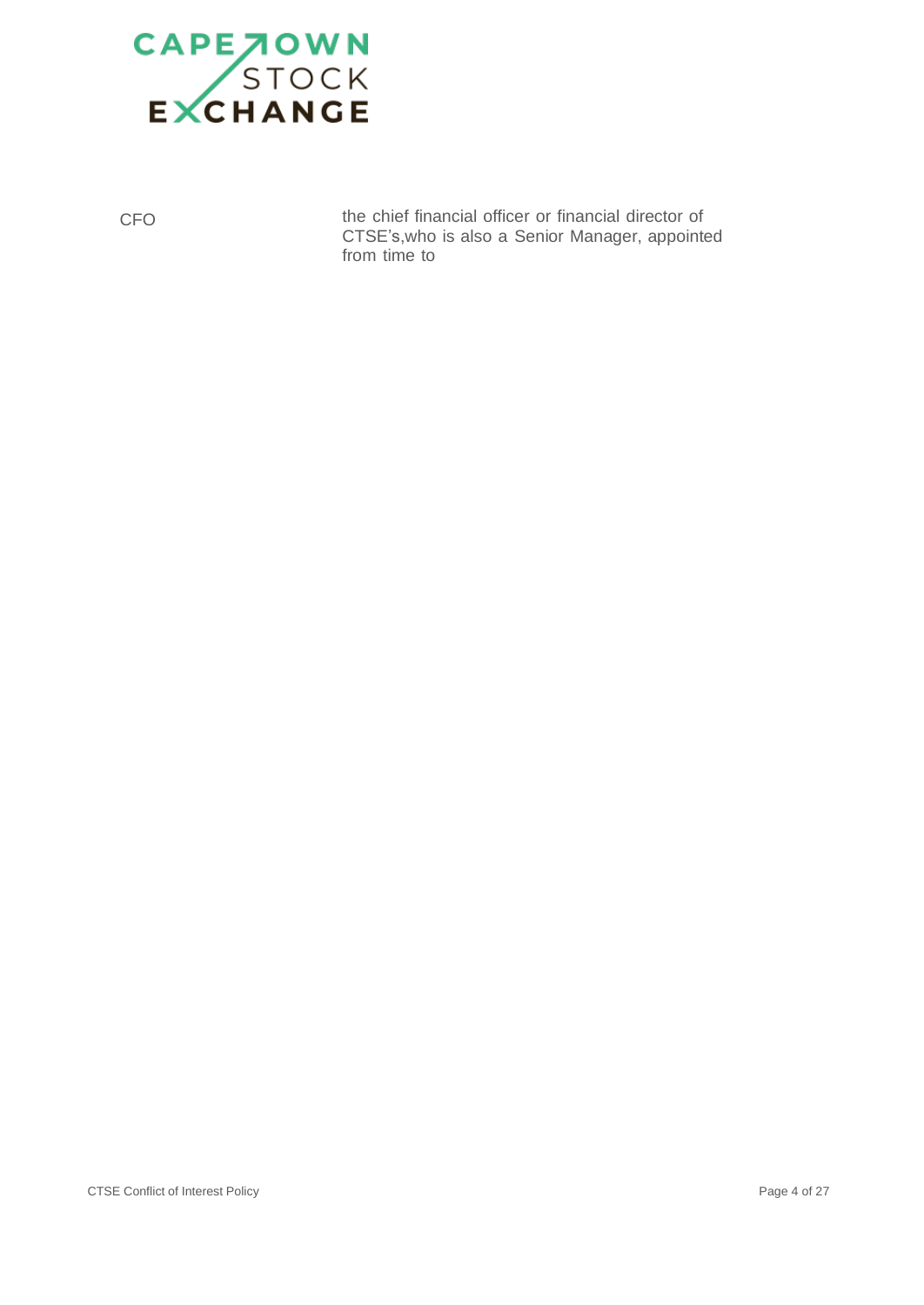| | |
|---|---|
| CFO | the chief financial officer or financial director of CTSE's,who is also a Senior Manager, appointed from time to |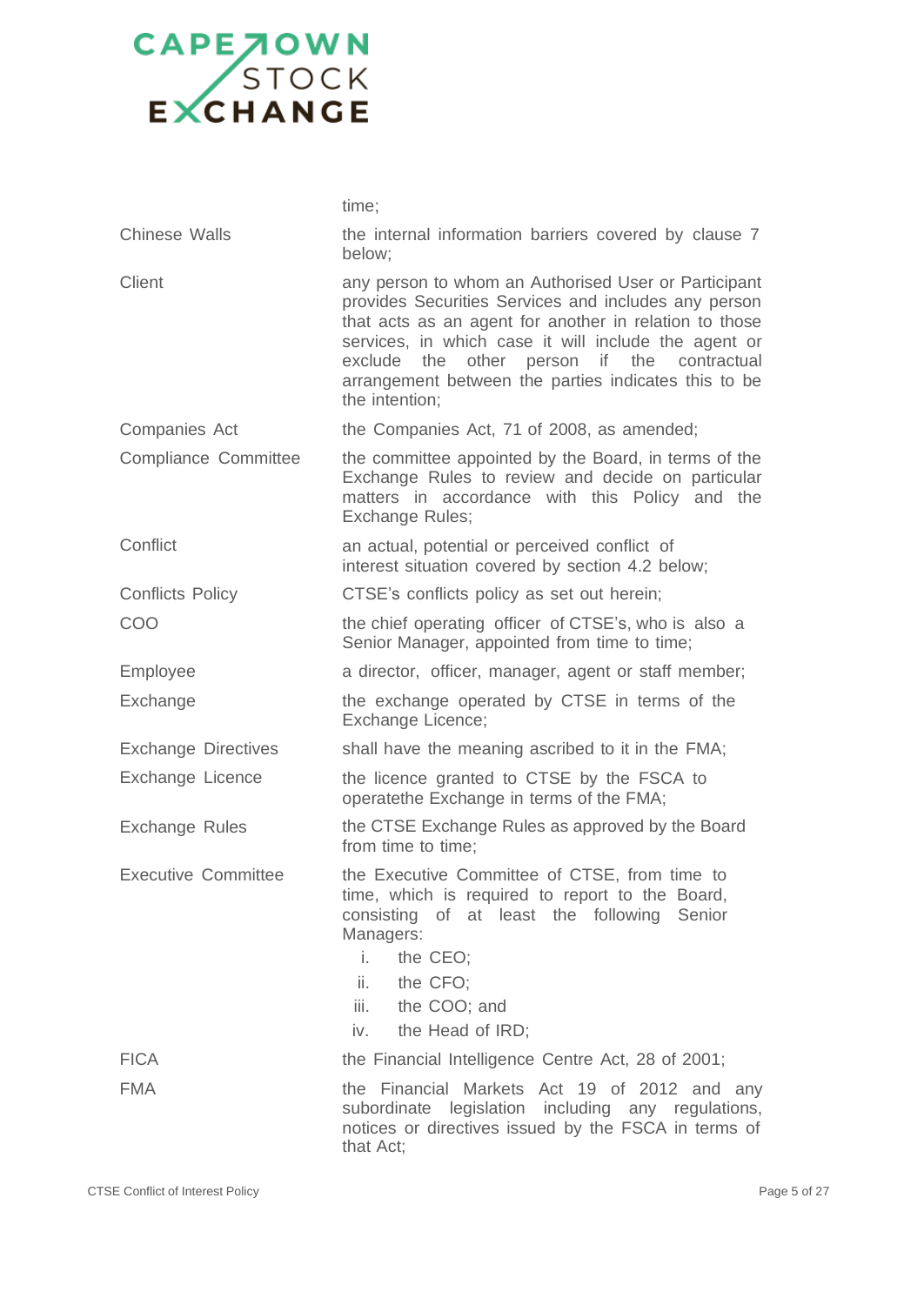| | |
|---|---|
| | time; |
| Chinese Walls | the internal information barriers covered by clause 7 below; |
| Client | any person to whom an Authorised User or Participant provides Securities Services and includes any person that acts as an agent for another in relation to those services, in which case it will include the agent or exclude the other person if the contractual arrangement between the parties indicates this to be the intention; |
| Companies Act | the Companies Act, 71 of 2008, as amended; |
| Compliance Committee | the committee appointed by the Board, in terms of the Exchange Rules to review and decide on particular matters in accordance with this Policy and the Exchange Rules; |
| Conflict | an actual, potential or perceived conflict of interest situation covered by section 4.2 below; |
| Conflicts Policy | CTSE's conflicts policy as set out herein; |
| COO | the chief operating officer of CTSE's, who is also a Senior Manager, appointed from time to time; |
| Employee | a director, officer, manager, agent or staff member; |
| Exchange | the exchange operated by CTSE in terms of the Exchange Licence; |
| Exchange Directives | shall have the meaning ascribed to it in the FMA; |
| Exchange Licence | the licence granted to CTSE by the FSCA to operatethe Exchange in terms of the FMA; |
| Exchange Rules | the CTSE Exchange Rules as approved by the Board from time to time; |
| Executive Committee | the Executive Committee of CTSE, from time to time, which is required to report to the Board, consisting of at least the following Senior Managers:<br>i. the CEO;<br>ii. the CFO;<br>iii. the COO; and<br>iv. the Head of IRD; |
| FICA | the Financial Intelligence Centre Act, 28 of 2001; |
| FMA | the Financial Markets Act 19 of 2012 and any subordinate legislation including any regulations, notices or directives issued by the FSCA in terms of that Act; |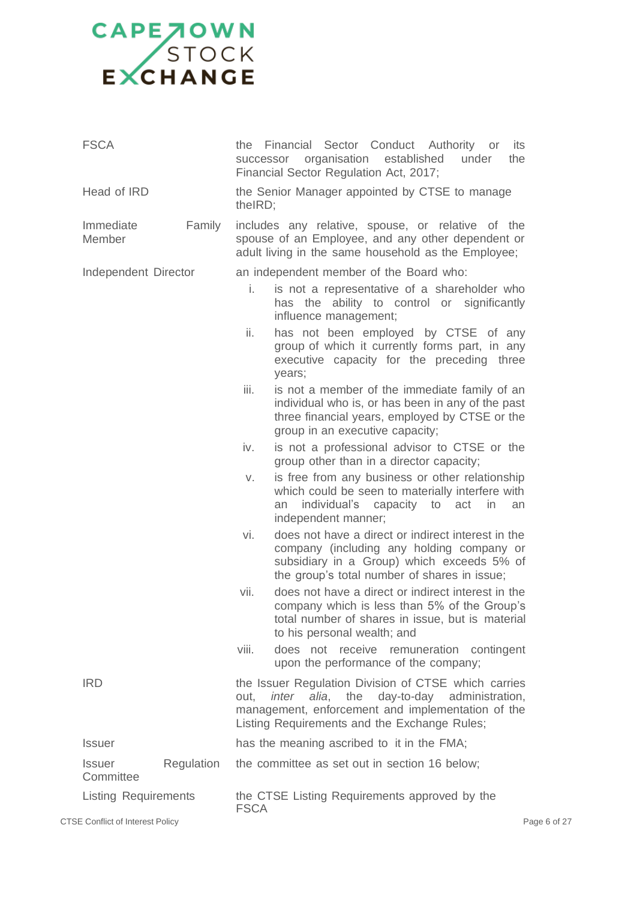| | |
|---|---|
| FSCA | the Financial Sector Conduct Authority or its successor organisation established under the Financial Sector Regulation Act, 2017; |
| Head of IRD | the Senior Manager appointed by CTSE to manage theIRD; |
| Immediate Family Member | includes any relative, spouse, or relative of the spouse of an Employee, and any other dependent or adult living in the same household as the Employee; |
| Independent Director | an independent member of the Board who:<br>i. is not a representative of a shareholder who has the ability to control or significantly influence management;<br>ii. has not been employed by CTSE of any group of which it currently forms part, in any executive capacity for the preceding three years;<br>iii. is not a member of the immediate family of an individual who is, or has been in any of the past three financial years, employed by CTSE or the group in an executive capacity;<br>iv. is not a professional advisor to CTSE or the group other than in a director capacity;<br>v. is free from any business or other relationship which could be seen to materially interfere with an individual's capacity to act in an independent manner;<br>vi. does not have a direct or indirect interest in the company (including any holding company or subsidiary in a Group) which exceeds 5% of the group's total number of shares in issue;<br>vii. does not have a direct or indirect interest in the company which is less than 5% of the Group's total number of shares in issue, but is material to his personal wealth; and<br>viii. does not receive remuneration contingent upon the performance of the company; |
| IRD | the Issuer Regulation Division of CTSE which carries out, *inter alia*, the day-to-day administration, management, enforcement and implementation of the Listing Requirements and the Exchange Rules; |
| Issuer | has the meaning ascribed to it in the FMA; |
| Issuer Regulation Committee | the committee as set out in section 16 below; |
| Listing Requirements | the CTSE Listing Requirements approved by the FSCA |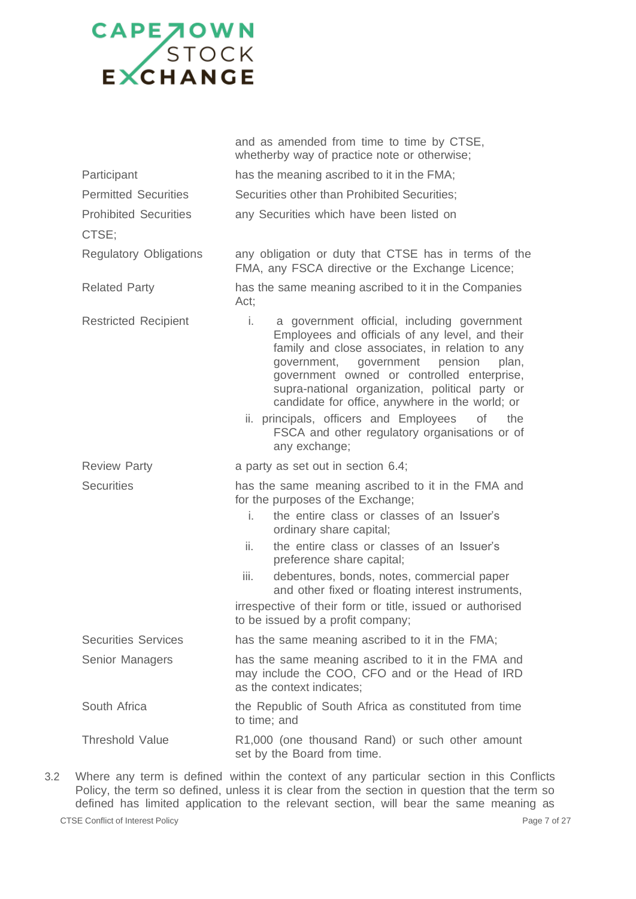| | |
|---|---|
| | and as amended from time to time by CTSE, whetherby way of practice note or otherwise; |
| Participant | has the meaning ascribed to it in the FMA; |
| Permitted Securities | Securities other than Prohibited Securities; |
| Prohibited Securities | any Securities which have been listed on CTSE; |
| Regulatory Obligations | any obligation or duty that CTSE has in terms of the FMA, any FSCA directive or the Exchange Licence; |
| Related Party | has the same meaning ascribed to it in the Companies Act; |
| Restricted Recipient | i. a government official, including government Employees and officials of any level, and their family and close associates, in relation to any government, government pension plan, government owned or controlled enterprise, supra-national organization, political party or candidate for office, anywhere in the world; or<br>ii. principals, officers and Employees of the FSCA and other regulatory organisations or of any exchange; |
| Review Party | a party as set out in section 6.4; |
| Securities | has the same meaning ascribed to it in the FMA and for the purposes of the Exchange;<br>i. the entire class or classes of an Issuer's ordinary share capital;<br>ii. the entire class or classes of an Issuer's preference share capital;<br>iii. debentures, bonds, notes, commercial paper and other fixed or floating interest instruments,<br>irrespective of their form or title, issued or authorised to be issued by a profit company; |
| Securities Services | has the same meaning ascribed to it in the FMA; |
| Senior Managers | has the same meaning ascribed to it in the FMA and may include the COO, CFO and or the Head of IRD as the context indicates; |
| South Africa | the Republic of South Africa as constituted from time to time; and |
| Threshold Value | R1,000 (one thousand Rand) or such other amount set by the Board from time. |

3.2 Where any term is defined within the context of any particular section in this Conflicts Policy, the term so defined, unless it is clear from the section in question that the term so defined has limited application to the relevant section, will bear the same meaning as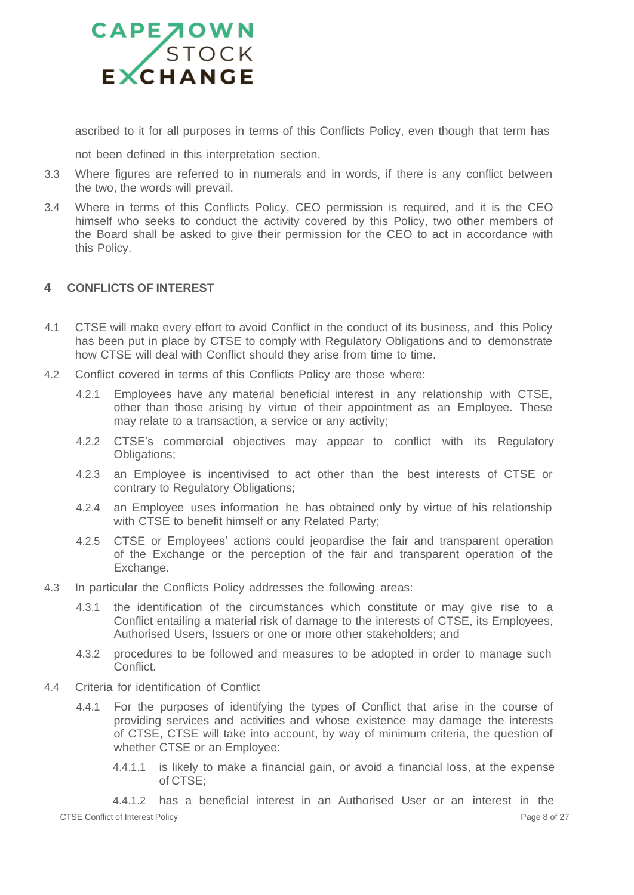ascribed to it for all purposes in terms of this Conflicts Policy, even though that term has not been defined in this interpretation section.

3.3 Where figures are referred to in numerals and in words, if there is any conflict between the two, the words will prevail.

3.4 Where in terms of this Conflicts Policy, CEO permission is required, and it is the CEO himself who seeks to conduct the activity covered by this Policy, two other members of the Board shall be asked to give their permission for the CEO to act in accordance with this Policy.

## 4 CONFLICTS OF INTEREST

4.1 CTSE will make every effort to avoid Conflict in the conduct of its business, and this Policy has been put in place by CTSE to comply with Regulatory Obligations and to demonstrate how CTSE will deal with Conflict should they arise from time to time.

4.2 Conflict covered in terms of this Conflicts Policy are those where:

4.2.1 Employees have any material beneficial interest in any relationship with CTSE, other than those arising by virtue of their appointment as an Employee. These may relate to a transaction, a service or any activity;

4.2.2 CTSE's commercial objectives may appear to conflict with its Regulatory Obligations;

4.2.3 an Employee is incentivised to act other than the best interests of CTSE or contrary to Regulatory Obligations;

4.2.4 an Employee uses information he has obtained only by virtue of his relationship with CTSE to benefit himself or any Related Party;

4.2.5 CTSE or Employees' actions could jeopardise the fair and transparent operation of the Exchange or the perception of the fair and transparent operation of the Exchange.

4.3 In particular the Conflicts Policy addresses the following areas:

4.3.1 the identification of the circumstances which constitute or may give rise to a Conflict entailing a material risk of damage to the interests of CTSE, its Employees, Authorised Users, Issuers or one or more other stakeholders; and

4.3.2 procedures to be followed and measures to be adopted in order to manage such Conflict.

4.4 Criteria for identification of Conflict

4.4.1 For the purposes of identifying the types of Conflict that arise in the course of providing services and activities and whose existence may damage the interests of CTSE, CTSE will take into account, by way of minimum criteria, the question of whether CTSE or an Employee:

4.4.1.1 is likely to make a financial gain, or avoid a financial loss, at the expense of CTSE;

4.4.1.2 has a beneficial interest in an Authorised User or an interest in the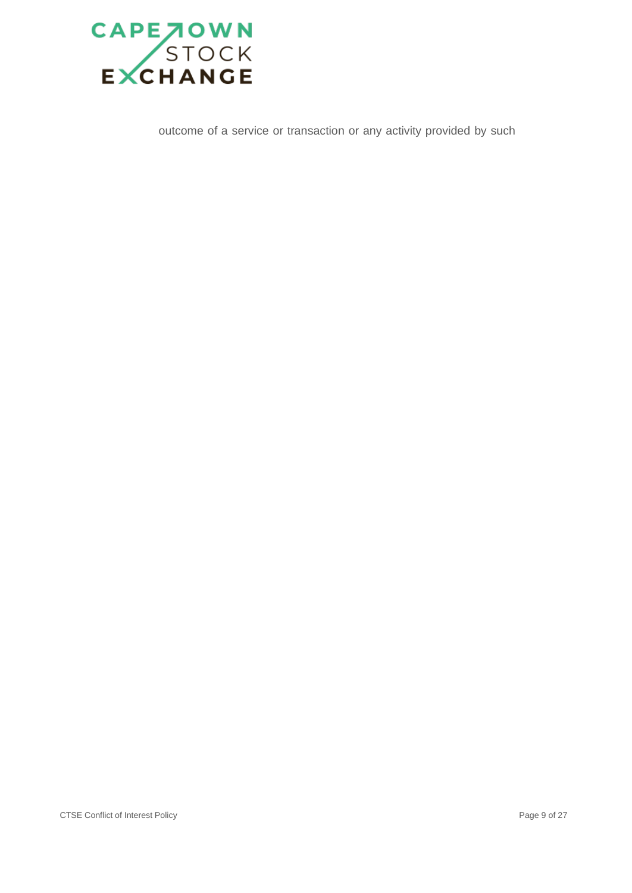outcome of a service or transaction or any activity provided by such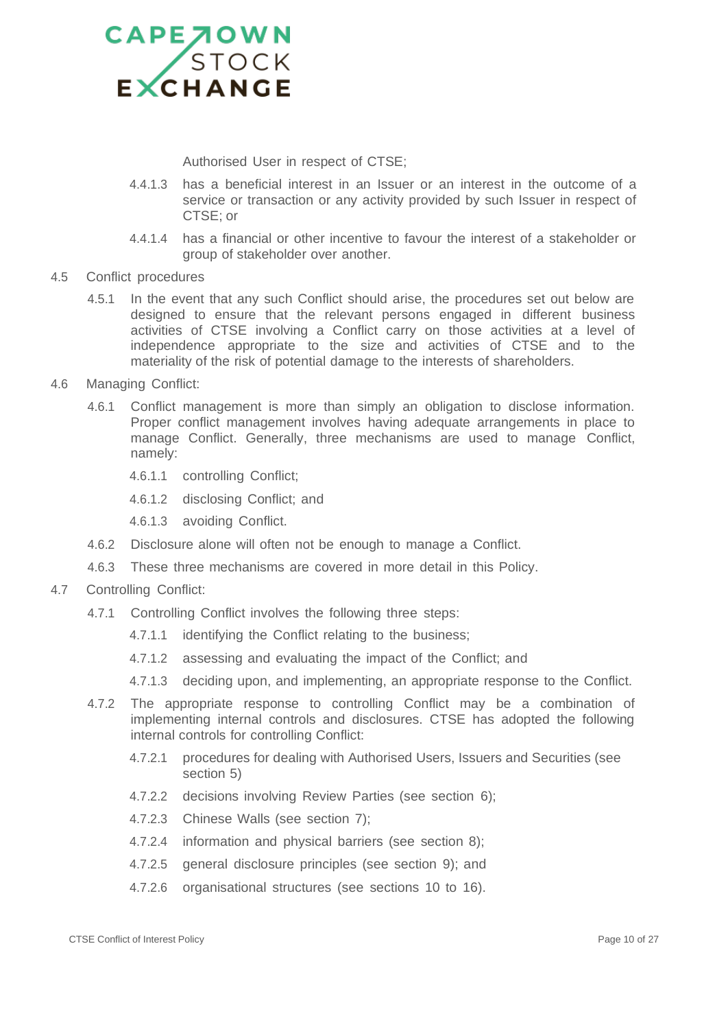Authorised User in respect of CTSE;

4.4.1.3 has a beneficial interest in an Issuer or an interest in the outcome of a service or transaction or any activity provided by such Issuer in respect of CTSE; or

4.4.1.4 has a financial or other incentive to favour the interest of a stakeholder or group of stakeholder over another.

4.5 Conflict procedures

4.5.1 In the event that any such Conflict should arise, the procedures set out below are designed to ensure that the relevant persons engaged in different business activities of CTSE involving a Conflict carry on those activities at a level of independence appropriate to the size and activities of CTSE and to the materiality of the risk of potential damage to the interests of shareholders.

4.6 Managing Conflict:

4.6.1 Conflict management is more than simply an obligation to disclose information. Proper conflict management involves having adequate arrangements in place to manage Conflict. Generally, three mechanisms are used to manage Conflict, namely:

4.6.1.1 controlling Conflict;

4.6.1.2 disclosing Conflict; and

4.6.1.3 avoiding Conflict.

4.6.2 Disclosure alone will often not be enough to manage a Conflict.

4.6.3 These three mechanisms are covered in more detail in this Policy.

4.7 Controlling Conflict:

4.7.1 Controlling Conflict involves the following three steps:

4.7.1.1 identifying the Conflict relating to the business;

4.7.1.2 assessing and evaluating the impact of the Conflict; and

4.7.1.3 deciding upon, and implementing, an appropriate response to the Conflict.

4.7.2 The appropriate response to controlling Conflict may be a combination of implementing internal controls and disclosures. CTSE has adopted the following internal controls for controlling Conflict:

4.7.2.1 procedures for dealing with Authorised Users, Issuers and Securities (see section 5)

4.7.2.2 decisions involving Review Parties (see section 6);

4.7.2.3 Chinese Walls (see section 7);

4.7.2.4 information and physical barriers (see section 8);

4.7.2.5 general disclosure principles (see section 9); and

4.7.2.6 organisational structures (see sections 10 to 16).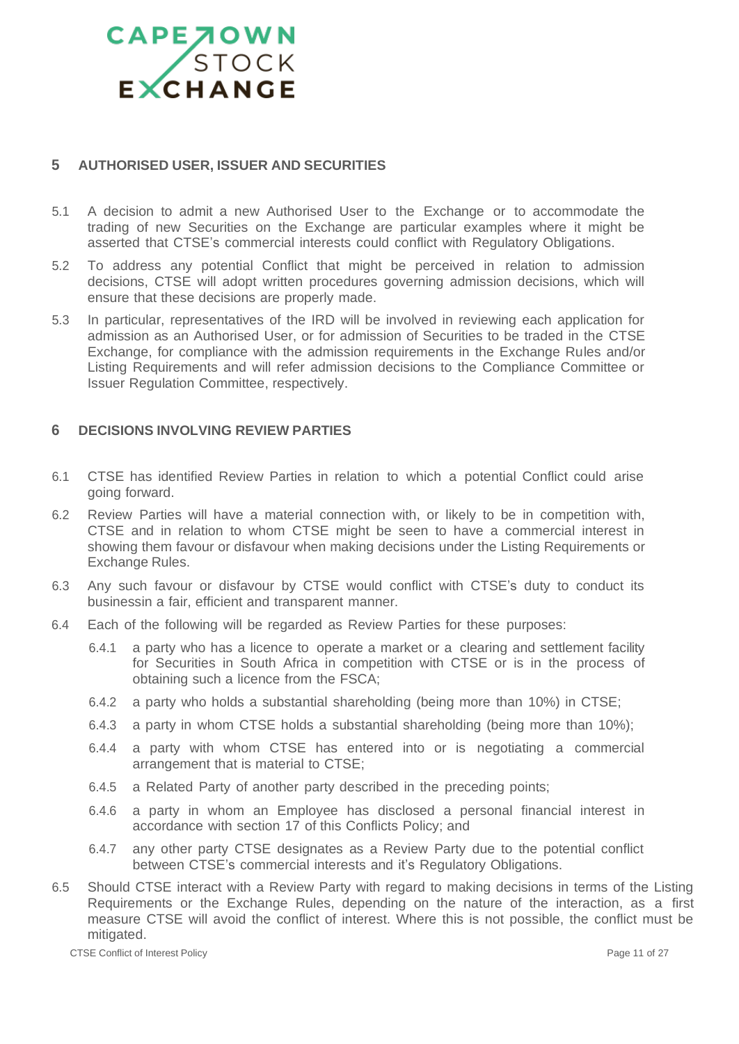## 5 AUTHORISED USER, ISSUER AND SECURITIES

5.1 A decision to admit a new Authorised User to the Exchange or to accommodate the trading of new Securities on the Exchange are particular examples where it might be asserted that CTSE's commercial interests could conflict with Regulatory Obligations.

5.2 To address any potential Conflict that might be perceived in relation to admission decisions, CTSE will adopt written procedures governing admission decisions, which will ensure that these decisions are properly made.

5.3 In particular, representatives of the IRD will be involved in reviewing each application for admission as an Authorised User, or for admission of Securities to be traded in the CTSE Exchange, for compliance with the admission requirements in the Exchange Rules and/or Listing Requirements and will refer admission decisions to the Compliance Committee or Issuer Regulation Committee, respectively.

## 6 DECISIONS INVOLVING REVIEW PARTIES

6.1 CTSE has identified Review Parties in relation to which a potential Conflict could arise going forward.

6.2 Review Parties will have a material connection with, or likely to be in competition with, CTSE and in relation to whom CTSE might be seen to have a commercial interest in showing them favour or disfavour when making decisions under the Listing Requirements or Exchange Rules.

6.3 Any such favour or disfavour by CTSE would conflict with CTSE's duty to conduct its businessin a fair, efficient and transparent manner.

6.4 Each of the following will be regarded as Review Parties for these purposes:

- 6.4.1 a party who has a licence to operate a market or a clearing and settlement facility for Securities in South Africa in competition with CTSE or is in the process of obtaining such a licence from the FSCA;
- 6.4.2 a party who holds a substantial shareholding (being more than 10%) in CTSE;
- 6.4.3 a party in whom CTSE holds a substantial shareholding (being more than 10%);
- 6.4.4 a party with whom CTSE has entered into or is negotiating a commercial arrangement that is material to CTSE;
- 6.4.5 a Related Party of another party described in the preceding points;
- 6.4.6 a party in whom an Employee has disclosed a personal financial interest in accordance with section 17 of this Conflicts Policy; and
- 6.4.7 any other party CTSE designates as a Review Party due to the potential conflict between CTSE's commercial interests and it's Regulatory Obligations.

6.5 Should CTSE interact with a Review Party with regard to making decisions in terms of the Listing Requirements or the Exchange Rules, depending on the nature of the interaction, as a first measure CTSE will avoid the conflict of interest. Where this is not possible, the conflict must be mitigated.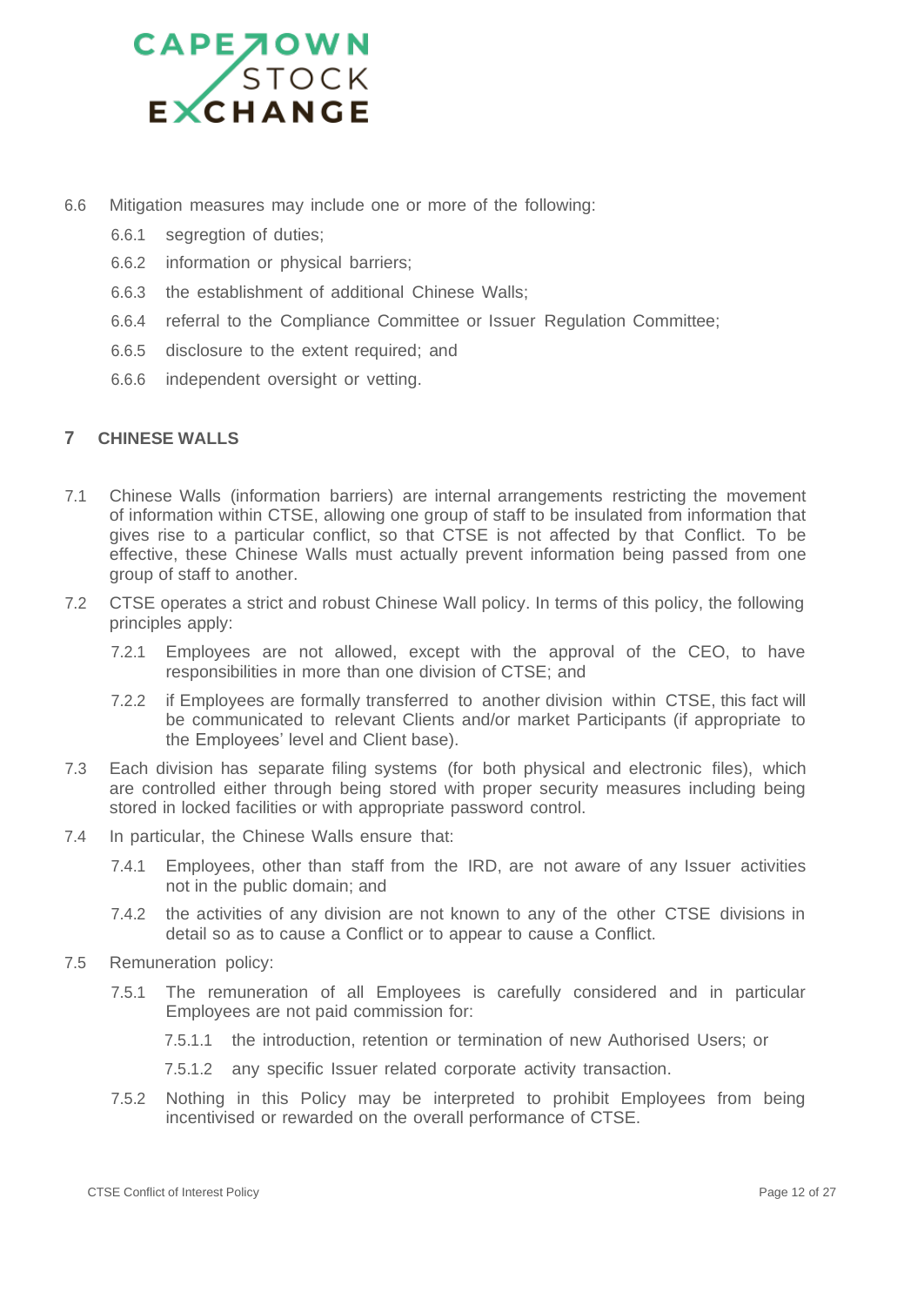6.6 Mitigation measures may include one or more of the following:

- 6.6.1 segregtion of duties;
- 6.6.2 information or physical barriers;
- 6.6.3 the establishment of additional Chinese Walls;
- 6.6.4 referral to the Compliance Committee or Issuer Regulation Committee;
- 6.6.5 disclosure to the extent required; and
- 6.6.6 independent oversight or vetting.

## 7 CHINESE WALLS

7.1 Chinese Walls (information barriers) are internal arrangements restricting the movement of information within CTSE, allowing one group of staff to be insulated from information that gives rise to a particular conflict, so that CTSE is not affected by that Conflict. To be effective, these Chinese Walls must actually prevent information being passed from one group of staff to another.

7.2 CTSE operates a strict and robust Chinese Wall policy. In terms of this policy, the following principles apply:

- 7.2.1 Employees are not allowed, except with the approval of the CEO, to have responsibilities in more than one division of CTSE; and
- 7.2.2 if Employees are formally transferred to another division within CTSE, this fact will be communicated to relevant Clients and/or market Participants (if appropriate to the Employees' level and Client base).

7.3 Each division has separate filing systems (for both physical and electronic files), which are controlled either through being stored with proper security measures including being stored in locked facilities or with appropriate password control.

7.4 In particular, the Chinese Walls ensure that:

- 7.4.1 Employees, other than staff from the IRD, are not aware of any Issuer activities not in the public domain; and
- 7.4.2 the activities of any division are not known to any of the other CTSE divisions in detail so as to cause a Conflict or to appear to cause a Conflict.

7.5 Remuneration policy:

- 7.5.1 The remuneration of all Employees is carefully considered and in particular Employees are not paid commission for:
  - 7.5.1.1 the introduction, retention or termination of new Authorised Users; or
  - 7.5.1.2 any specific Issuer related corporate activity transaction.
- 7.5.2 Nothing in this Policy may be interpreted to prohibit Employees from being incentivised or rewarded on the overall performance of CTSE.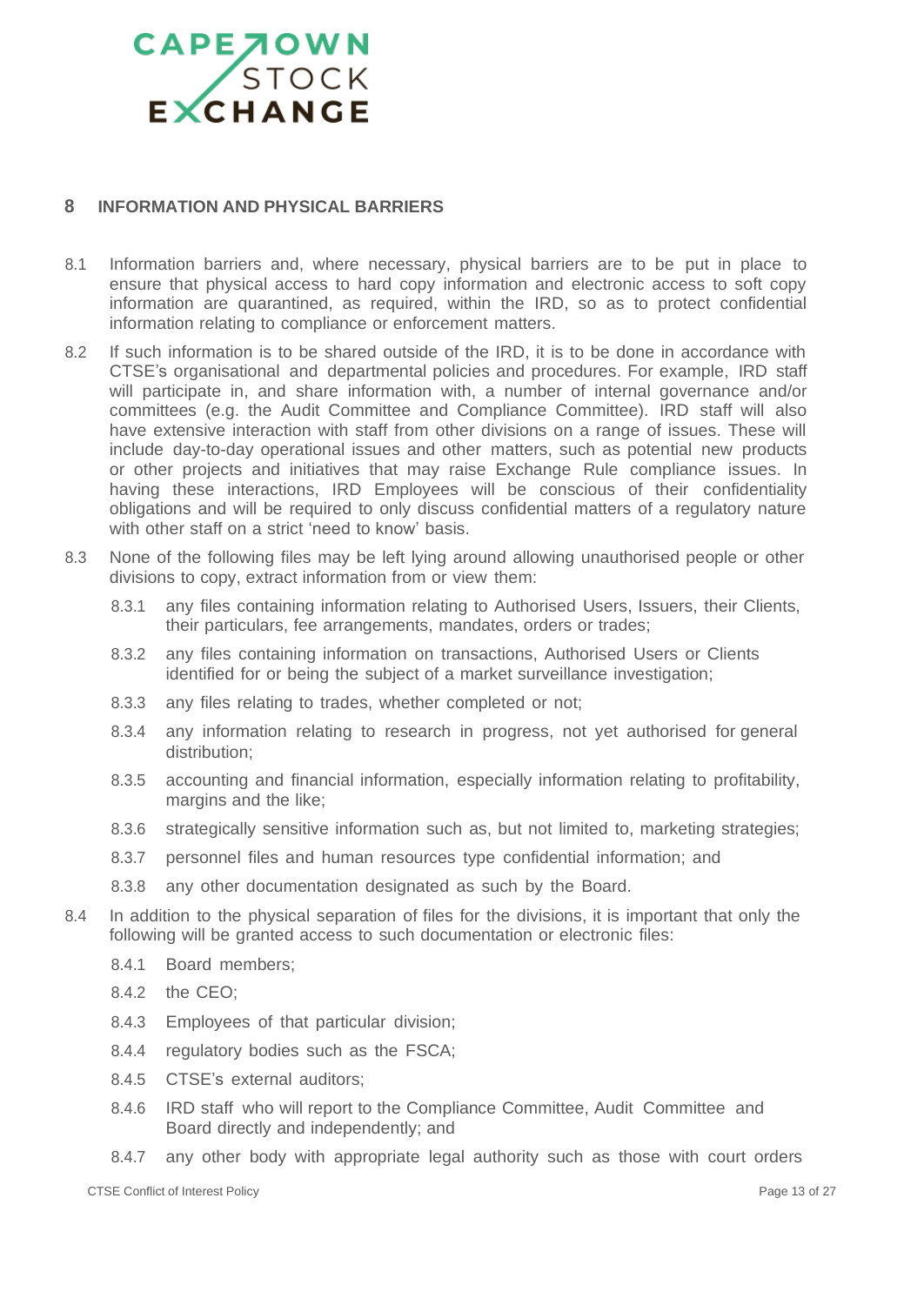## 8 INFORMATION AND PHYSICAL BARRIERS

8.1 Information barriers and, where necessary, physical barriers are to be put in place to ensure that physical access to hard copy information and electronic access to soft copy information are quarantined, as required, within the IRD, so as to protect confidential information relating to compliance or enforcement matters.

8.2 If such information is to be shared outside of the IRD, it is to be done in accordance with CTSE's organisational and departmental policies and procedures. For example, IRD staff will participate in, and share information with, a number of internal governance and/or committees (e.g. the Audit Committee and Compliance Committee). IRD staff will also have extensive interaction with staff from other divisions on a range of issues. These will include day-to-day operational issues and other matters, such as potential new products or other projects and initiatives that may raise Exchange Rule compliance issues. In having these interactions, IRD Employees will be conscious of their confidentiality obligations and will be required to only discuss confidential matters of a regulatory nature with other staff on a strict 'need to know' basis.

8.3 None of the following files may be left lying around allowing unauthorised people or other divisions to copy, extract information from or view them:

8.3.1 any files containing information relating to Authorised Users, Issuers, their Clients, their particulars, fee arrangements, mandates, orders or trades;

8.3.2 any files containing information on transactions, Authorised Users or Clients identified for or being the subject of a market surveillance investigation;

8.3.3 any files relating to trades, whether completed or not;

8.3.4 any information relating to research in progress, not yet authorised for general distribution;

8.3.5 accounting and financial information, especially information relating to profitability, margins and the like;

8.3.6 strategically sensitive information such as, but not limited to, marketing strategies;

8.3.7 personnel files and human resources type confidential information; and

8.3.8 any other documentation designated as such by the Board.

8.4 In addition to the physical separation of files for the divisions, it is important that only the following will be granted access to such documentation or electronic files:

8.4.1 Board members;

8.4.2 the CEO;

8.4.3 Employees of that particular division;

8.4.4 regulatory bodies such as the FSCA;

8.4.5 CTSE's external auditors;

8.4.6 IRD staff who will report to the Compliance Committee, Audit Committee and Board directly and independently; and

8.4.7 any other body with appropriate legal authority such as those with court orders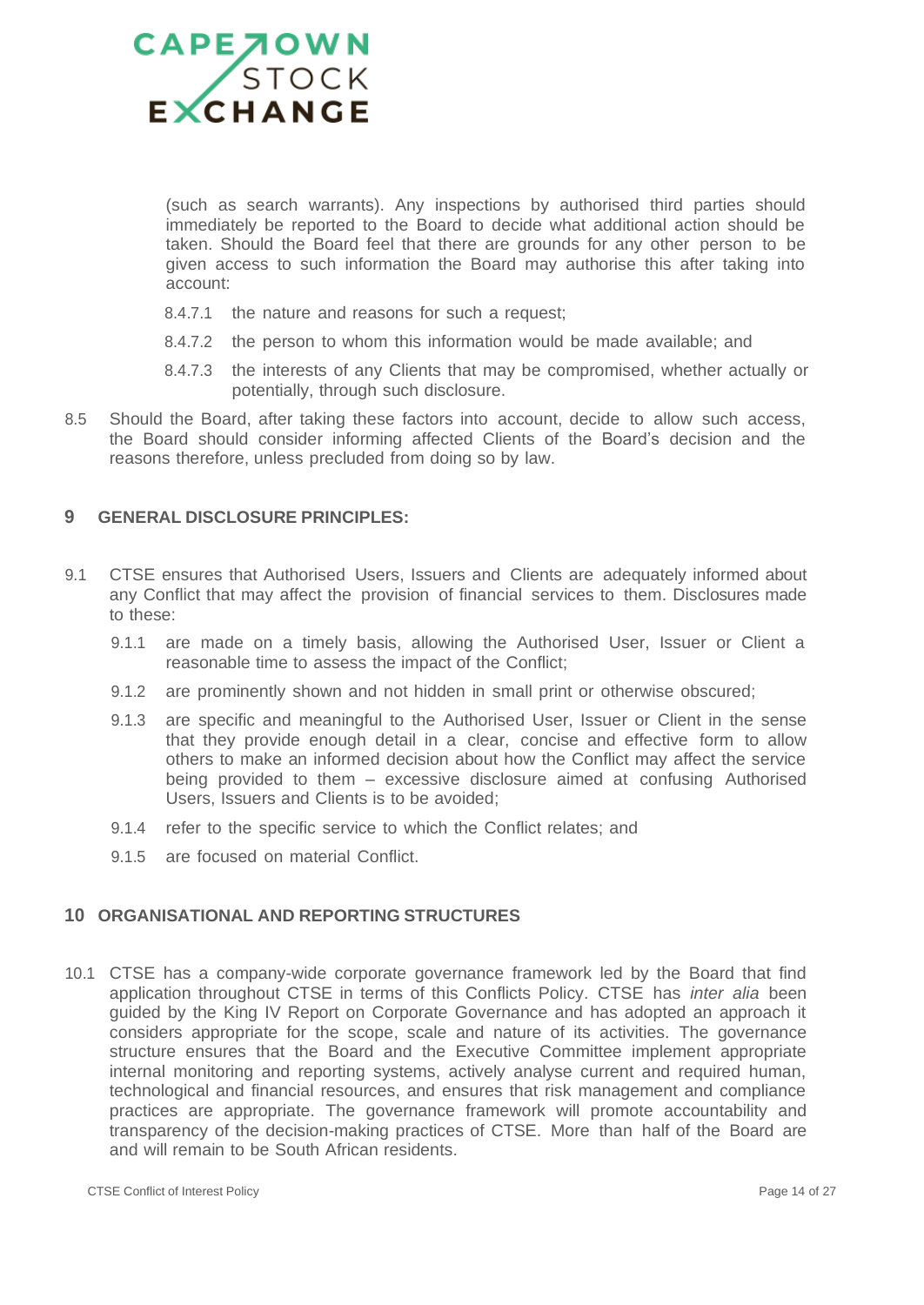(such as search warrants). Any inspections by authorised third parties should immediately be reported to the Board to decide what additional action should be taken. Should the Board feel that there are grounds for any other person to be given access to such information the Board may authorise this after taking into account:

8.4.7.1 the nature and reasons for such a request;

8.4.7.2 the person to whom this information would be made available; and

8.4.7.3 the interests of any Clients that may be compromised, whether actually or potentially, through such disclosure.

8.5 Should the Board, after taking these factors into account, decide to allow such access, the Board should consider informing affected Clients of the Board's decision and the reasons therefore, unless precluded from doing so by law.

## 9 GENERAL DISCLOSURE PRINCIPLES:

9.1 CTSE ensures that Authorised Users, Issuers and Clients are adequately informed about any Conflict that may affect the provision of financial services to them. Disclosures made to these:

9.1.1 are made on a timely basis, allowing the Authorised User, Issuer or Client a reasonable time to assess the impact of the Conflict;

9.1.2 are prominently shown and not hidden in small print or otherwise obscured;

9.1.3 are specific and meaningful to the Authorised User, Issuer or Client in the sense that they provide enough detail in a clear, concise and effective form to allow others to make an informed decision about how the Conflict may affect the service being provided to them – excessive disclosure aimed at confusing Authorised Users, Issuers and Clients is to be avoided;

9.1.4 refer to the specific service to which the Conflict relates; and

9.1.5 are focused on material Conflict.

## 10 ORGANISATIONAL AND REPORTING STRUCTURES

10.1 CTSE has a company-wide corporate governance framework led by the Board that find application throughout CTSE in terms of this Conflicts Policy. CTSE has *inter alia* been guided by the King IV Report on Corporate Governance and has adopted an approach it considers appropriate for the scope, scale and nature of its activities. The governance structure ensures that the Board and the Executive Committee implement appropriate internal monitoring and reporting systems, actively analyse current and required human, technological and financial resources, and ensures that risk management and compliance practices are appropriate. The governance framework will promote accountability and transparency of the decision-making practices of CTSE. More than half of the Board are and will remain to be South African residents.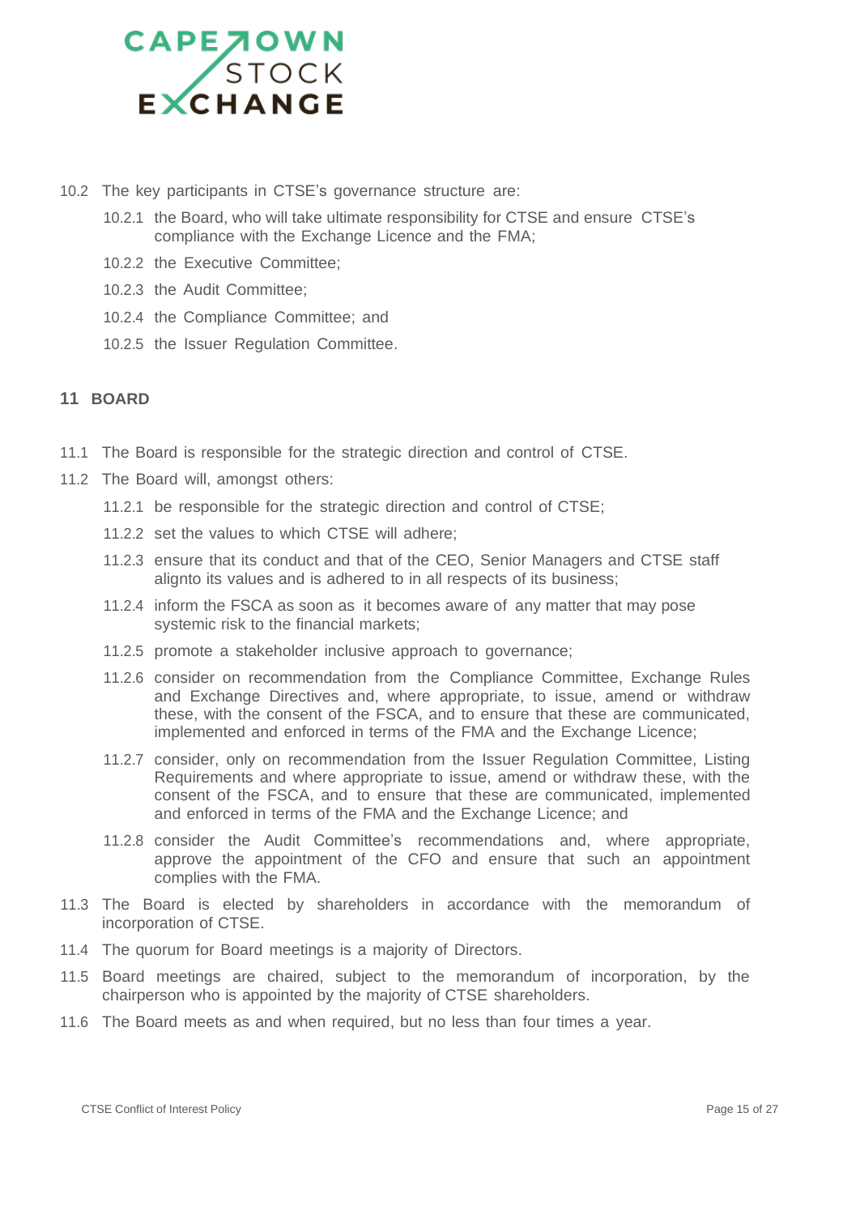10.2 The key participants in CTSE's governance structure are:

10.2.1 the Board, who will take ultimate responsibility for CTSE and ensure CTSE's compliance with the Exchange Licence and the FMA;

10.2.2 the Executive Committee;

10.2.3 the Audit Committee;

10.2.4 the Compliance Committee; and

10.2.5 the Issuer Regulation Committee.

## 11 BOARD

11.1 The Board is responsible for the strategic direction and control of CTSE.

11.2 The Board will, amongst others:

11.2.1 be responsible for the strategic direction and control of CTSE;

11.2.2 set the values to which CTSE will adhere;

11.2.3 ensure that its conduct and that of the CEO, Senior Managers and CTSE staff alignto its values and is adhered to in all respects of its business;

11.2.4 inform the FSCA as soon as it becomes aware of any matter that may pose systemic risk to the financial markets;

11.2.5 promote a stakeholder inclusive approach to governance;

11.2.6 consider on recommendation from the Compliance Committee, Exchange Rules and Exchange Directives and, where appropriate, to issue, amend or withdraw these, with the consent of the FSCA, and to ensure that these are communicated, implemented and enforced in terms of the FMA and the Exchange Licence;

11.2.7 consider, only on recommendation from the Issuer Regulation Committee, Listing Requirements and where appropriate to issue, amend or withdraw these, with the consent of the FSCA, and to ensure that these are communicated, implemented and enforced in terms of the FMA and the Exchange Licence; and

11.2.8 consider the Audit Committee's recommendations and, where appropriate, approve the appointment of the CFO and ensure that such an appointment complies with the FMA.

11.3 The Board is elected by shareholders in accordance with the memorandum of incorporation of CTSE.

11.4 The quorum for Board meetings is a majority of Directors.

11.5 Board meetings are chaired, subject to the memorandum of incorporation, by the chairperson who is appointed by the majority of CTSE shareholders.

11.6 The Board meets as and when required, but no less than four times a year.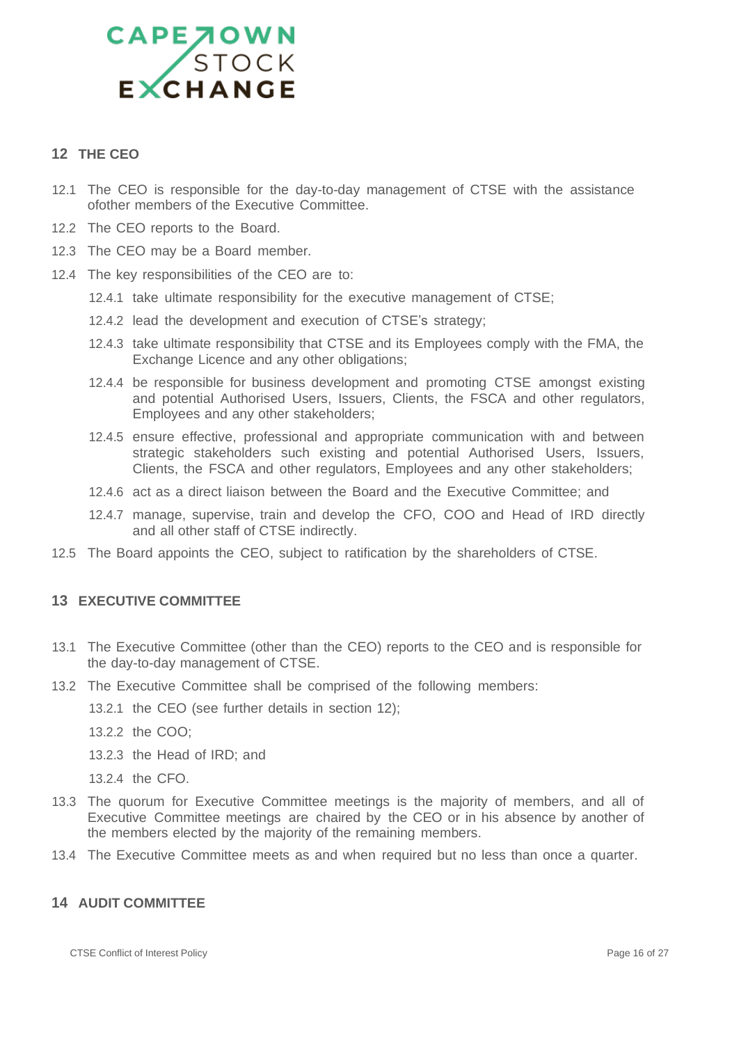## 12 THE CEO

12.1 The CEO is responsible for the day-to-day management of CTSE with the assistance ofother members of the Executive Committee.

12.2 The CEO reports to the Board.

12.3 The CEO may be a Board member.

12.4 The key responsibilities of the CEO are to:

- 12.4.1 take ultimate responsibility for the executive management of CTSE;
- 12.4.2 lead the development and execution of CTSE's strategy;
- 12.4.3 take ultimate responsibility that CTSE and its Employees comply with the FMA, the Exchange Licence and any other obligations;
- 12.4.4 be responsible for business development and promoting CTSE amongst existing and potential Authorised Users, Issuers, Clients, the FSCA and other regulators, Employees and any other stakeholders;
- 12.4.5 ensure effective, professional and appropriate communication with and between strategic stakeholders such existing and potential Authorised Users, Issuers, Clients, the FSCA and other regulators, Employees and any other stakeholders;
- 12.4.6 act as a direct liaison between the Board and the Executive Committee; and
- 12.4.7 manage, supervise, train and develop the CFO, COO and Head of IRD directly and all other staff of CTSE indirectly.

12.5 The Board appoints the CEO, subject to ratification by the shareholders of CTSE.

## 13 EXECUTIVE COMMITTEE

13.1 The Executive Committee (other than the CEO) reports to the CEO and is responsible for the day-to-day management of CTSE.

13.2 The Executive Committee shall be comprised of the following members:

- 13.2.1 the CEO (see further details in section 12);
- 13.2.2 the COO;
- 13.2.3 the Head of IRD; and
- 13.2.4 the CFO.

13.3 The quorum for Executive Committee meetings is the majority of members, and all of Executive Committee meetings are chaired by the CEO or in his absence by another of the members elected by the majority of the remaining members.

13.4 The Executive Committee meets as and when required but no less than once a quarter.

## 14 AUDIT COMMITTEE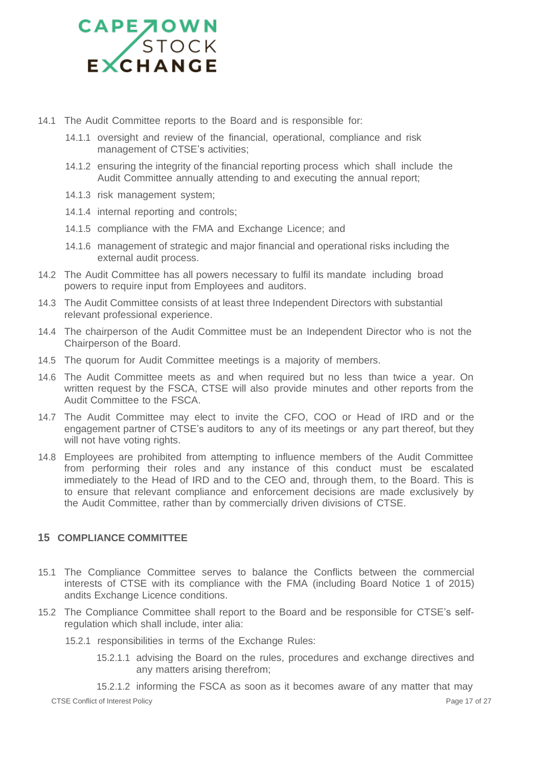14.1 The Audit Committee reports to the Board and is responsible for:

   14.1.1 oversight and review of the financial, operational, compliance and risk management of CTSE's activities;

   14.1.2 ensuring the integrity of the financial reporting process which shall include the Audit Committee annually attending to and executing the annual report;

   14.1.3 risk management system;

   14.1.4 internal reporting and controls;

   14.1.5 compliance with the FMA and Exchange Licence; and

   14.1.6 management of strategic and major financial and operational risks including the external audit process.

14.2 The Audit Committee has all powers necessary to fulfil its mandate including broad powers to require input from Employees and auditors.

14.3 The Audit Committee consists of at least three Independent Directors with substantial relevant professional experience.

14.4 The chairperson of the Audit Committee must be an Independent Director who is not the Chairperson of the Board.

14.5 The quorum for Audit Committee meetings is a majority of members.

14.6 The Audit Committee meets as and when required but no less than twice a year. On written request by the FSCA, CTSE will also provide minutes and other reports from the Audit Committee to the FSCA.

14.7 The Audit Committee may elect to invite the CFO, COO or Head of IRD and or the engagement partner of CTSE's auditors to any of its meetings or any part thereof, but they will not have voting rights.

14.8 Employees are prohibited from attempting to influence members of the Audit Committee from performing their roles and any instance of this conduct must be escalated immediately to the Head of IRD and to the CEO and, through them, to the Board. This is to ensure that relevant compliance and enforcement decisions are made exclusively by the Audit Committee, rather than by commercially driven divisions of CTSE.

## 15 COMPLIANCE COMMITTEE

15.1 The Compliance Committee serves to balance the Conflicts between the commercial interests of CTSE with its compliance with the FMA (including Board Notice 1 of 2015) andits Exchange Licence conditions.

15.2 The Compliance Committee shall report to the Board and be responsible for CTSE's self-regulation which shall include, inter alia:

   15.2.1 responsibilities in terms of the Exchange Rules:

      15.2.1.1 advising the Board on the rules, procedures and exchange directives and any matters arising therefrom;

      15.2.1.2 informing the FSCA as soon as it becomes aware of any matter that may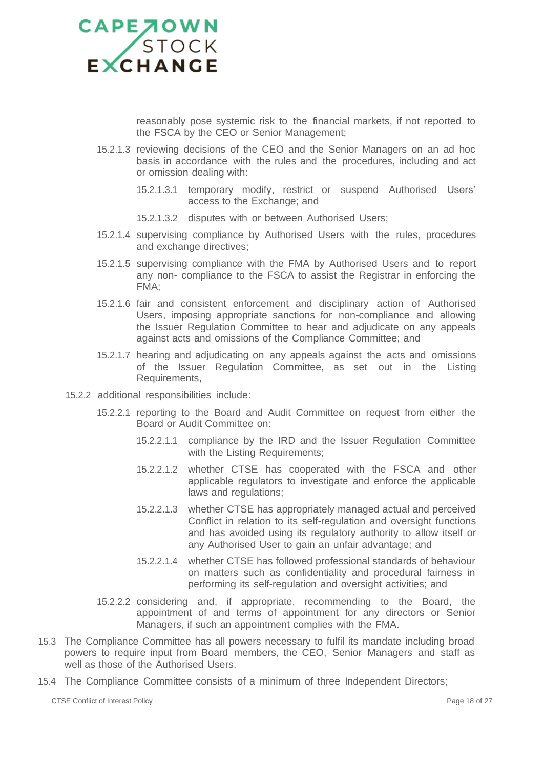reasonably pose systemic risk to the financial markets, if not reported to the FSCA by the CEO or Senior Management;

15.2.1.3 reviewing decisions of the CEO and the Senior Managers on an ad hoc basis in accordance with the rules and the procedures, including and act or omission dealing with:

15.2.1.3.1 temporary modify, restrict or suspend Authorised Users' access to the Exchange; and

15.2.1.3.2 disputes with or between Authorised Users;

15.2.1.4 supervising compliance by Authorised Users with the rules, procedures and exchange directives;

15.2.1.5 supervising compliance with the FMA by Authorised Users and to report any non- compliance to the FSCA to assist the Registrar in enforcing the FMA;

15.2.1.6 fair and consistent enforcement and disciplinary action of Authorised Users, imposing appropriate sanctions for non-compliance and allowing the Issuer Regulation Committee to hear and adjudicate on any appeals against acts and omissions of the Compliance Committee; and

15.2.1.7 hearing and adjudicating on any appeals against the acts and omissions of the Issuer Regulation Committee, as set out in the Listing Requirements,

15.2.2 additional responsibilities include:

15.2.2.1 reporting to the Board and Audit Committee on request from either the Board or Audit Committee on:

15.2.2.1.1 compliance by the IRD and the Issuer Regulation Committee with the Listing Requirements;

15.2.2.1.2 whether CTSE has cooperated with the FSCA and other applicable regulators to investigate and enforce the applicable laws and regulations;

15.2.2.1.3 whether CTSE has appropriately managed actual and perceived Conflict in relation to its self-regulation and oversight functions and has avoided using its regulatory authority to allow itself or any Authorised User to gain an unfair advantage; and

15.2.2.1.4 whether CTSE has followed professional standards of behaviour on matters such as confidentiality and procedural fairness in performing its self-regulation and oversight activities; and

15.2.2.2 considering and, if appropriate, recommending to the Board, the appointment of and terms of appointment for any directors or Senior Managers, if such an appointment complies with the FMA.

15.3 The Compliance Committee has all powers necessary to fulfil its mandate including broad powers to require input from Board members, the CEO, Senior Managers and staff as well as those of the Authorised Users.

15.4 The Compliance Committee consists of a minimum of three Independent Directors;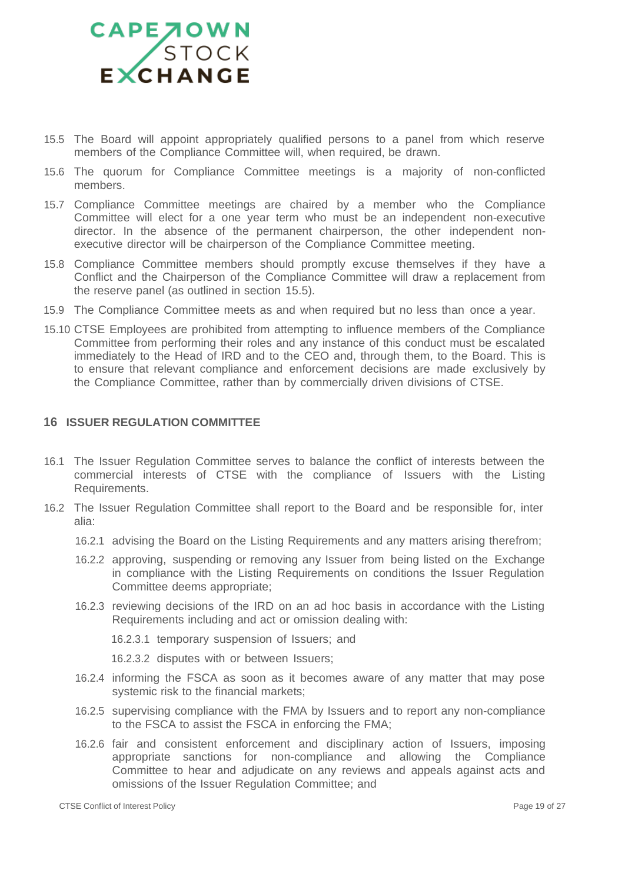15.5 The Board will appoint appropriately qualified persons to a panel from which reserve members of the Compliance Committee will, when required, be drawn.

15.6 The quorum for Compliance Committee meetings is a majority of non-conflicted members.

15.7 Compliance Committee meetings are chaired by a member who the Compliance Committee will elect for a one year term who must be an independent non-executive director. In the absence of the permanent chairperson, the other independent non-executive director will be chairperson of the Compliance Committee meeting.

15.8 Compliance Committee members should promptly excuse themselves if they have a Conflict and the Chairperson of the Compliance Committee will draw a replacement from the reserve panel (as outlined in section 15.5).

15.9 The Compliance Committee meets as and when required but no less than once a year.

15.10 CTSE Employees are prohibited from attempting to influence members of the Compliance Committee from performing their roles and any instance of this conduct must be escalated immediately to the Head of IRD and to the CEO and, through them, to the Board. This is to ensure that relevant compliance and enforcement decisions are made exclusively by the Compliance Committee, rather than by commercially driven divisions of CTSE.

## 16 ISSUER REGULATION COMMITTEE

16.1 The Issuer Regulation Committee serves to balance the conflict of interests between the commercial interests of CTSE with the compliance of Issuers with the Listing Requirements.

16.2 The Issuer Regulation Committee shall report to the Board and be responsible for, inter alia:

16.2.1 advising the Board on the Listing Requirements and any matters arising therefrom;

16.2.2 approving, suspending or removing any Issuer from being listed on the Exchange in compliance with the Listing Requirements on conditions the Issuer Regulation Committee deems appropriate;

16.2.3 reviewing decisions of the IRD on an ad hoc basis in accordance with the Listing Requirements including and act or omission dealing with:

16.2.3.1 temporary suspension of Issuers; and

16.2.3.2 disputes with or between Issuers;

16.2.4 informing the FSCA as soon as it becomes aware of any matter that may pose systemic risk to the financial markets;

16.2.5 supervising compliance with the FMA by Issuers and to report any non-compliance to the FSCA to assist the FSCA in enforcing the FMA;

16.2.6 fair and consistent enforcement and disciplinary action of Issuers, imposing appropriate sanctions for non-compliance and allowing the Compliance Committee to hear and adjudicate on any reviews and appeals against acts and omissions of the Issuer Regulation Committee; and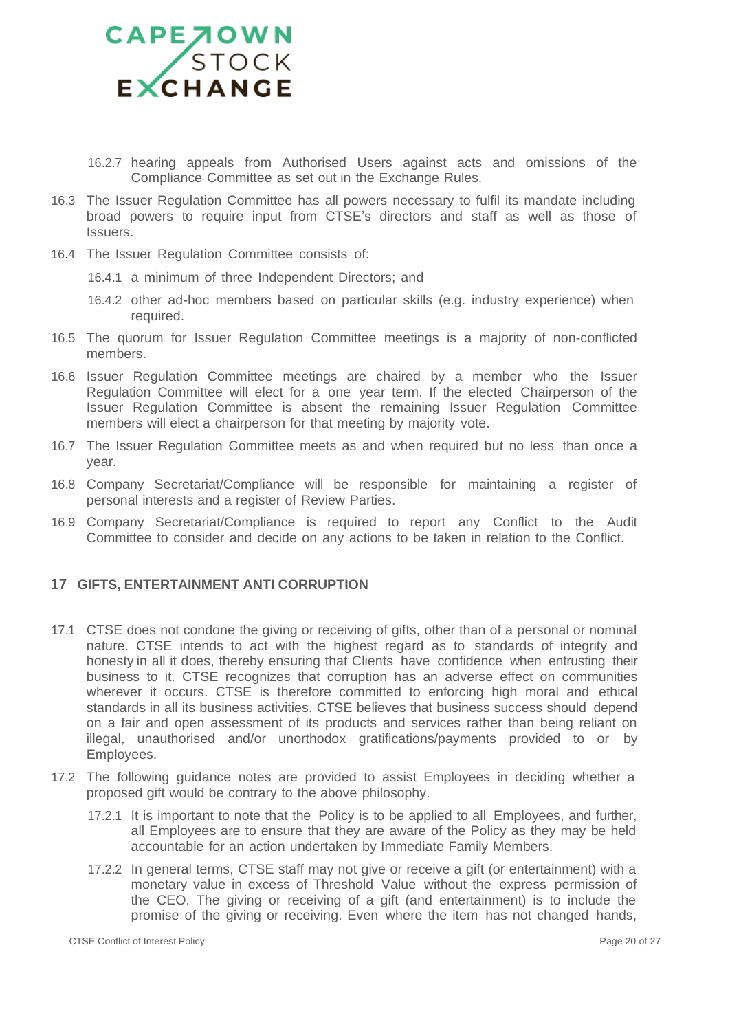16.2.7 hearing appeals from Authorised Users against acts and omissions of the Compliance Committee as set out in the Exchange Rules.

16.3 The Issuer Regulation Committee has all powers necessary to fulfil its mandate including broad powers to require input from CTSE's directors and staff as well as those of Issuers.

16.4 The Issuer Regulation Committee consists of:

16.4.1 a minimum of three Independent Directors; and

16.4.2 other ad-hoc members based on particular skills (e.g. industry experience) when required.

16.5 The quorum for Issuer Regulation Committee meetings is a majority of non-conflicted members.

16.6 Issuer Regulation Committee meetings are chaired by a member who the Issuer Regulation Committee will elect for a one year term. If the elected Chairperson of the Issuer Regulation Committee is absent the remaining Issuer Regulation Committee members will elect a chairperson for that meeting by majority vote.

16.7 The Issuer Regulation Committee meets as and when required but no less than once a year.

16.8 Company Secretariat/Compliance will be responsible for maintaining a register of personal interests and a register of Review Parties.

16.9 Company Secretariat/Compliance is required to report any Conflict to the Audit Committee to consider and decide on any actions to be taken in relation to the Conflict.

## 17 GIFTS, ENTERTAINMENT ANTI CORRUPTION

17.1 CTSE does not condone the giving or receiving of gifts, other than of a personal or nominal nature. CTSE intends to act with the highest regard as to standards of integrity and honesty in all it does, thereby ensuring that Clients have confidence when entrusting their business to it. CTSE recognizes that corruption has an adverse effect on communities wherever it occurs. CTSE is therefore committed to enforcing high moral and ethical standards in all its business activities. CTSE believes that business success should depend on a fair and open assessment of its products and services rather than being reliant on illegal, unauthorised and/or unorthodox gratifications/payments provided to or by Employees.

17.2 The following guidance notes are provided to assist Employees in deciding whether a proposed gift would be contrary to the above philosophy.

17.2.1 It is important to note that the Policy is to be applied to all Employees, and further, all Employees are to ensure that they are aware of the Policy as they may be held accountable for an action undertaken by Immediate Family Members.

17.2.2 In general terms, CTSE staff may not give or receive a gift (or entertainment) with a monetary value in excess of Threshold Value without the express permission of the CEO. The giving or receiving of a gift (and entertainment) is to include the promise of the giving or receiving. Even where the item has not changed hands,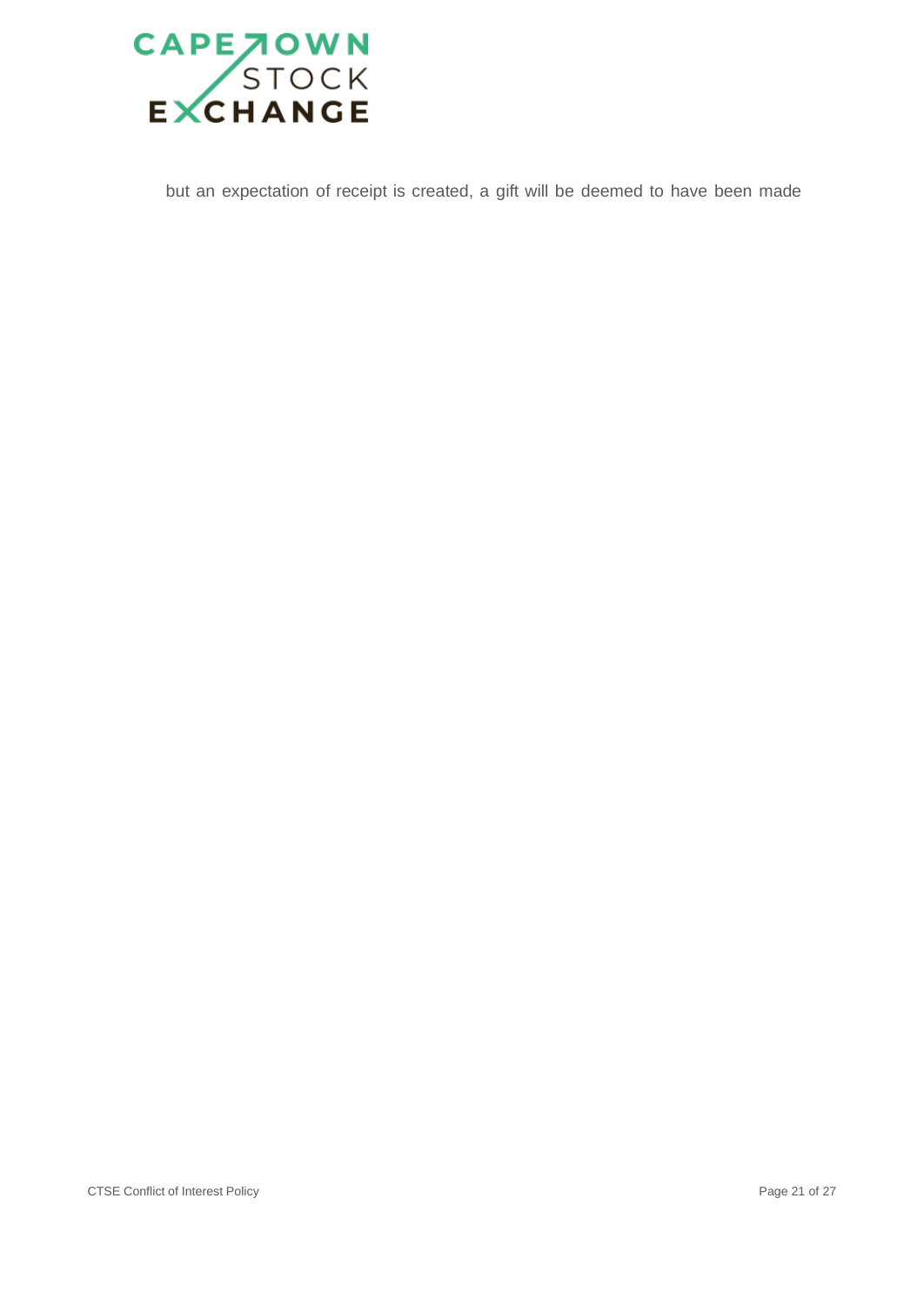but an expectation of receipt is created, a gift will be deemed to have been made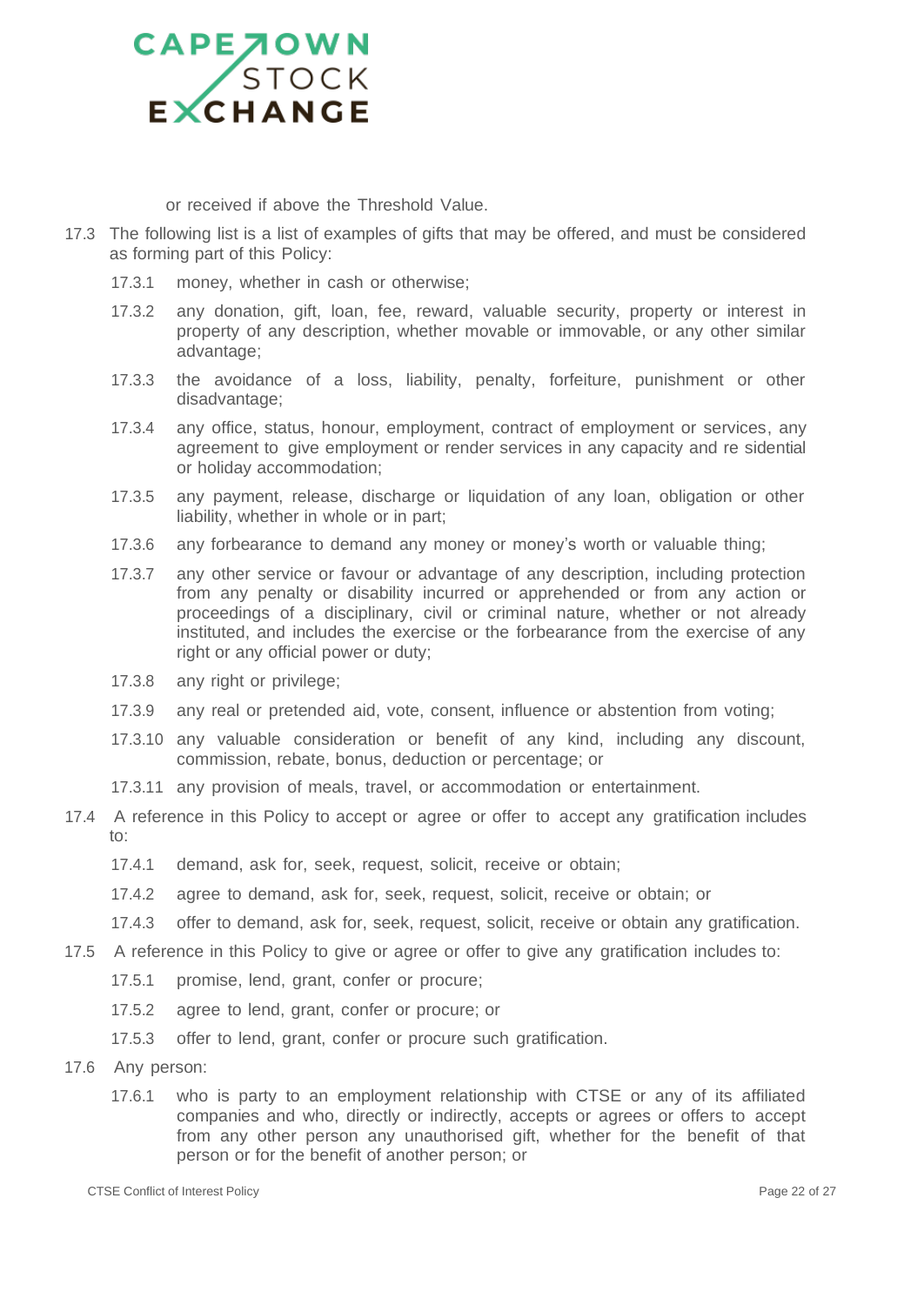or received if above the Threshold Value.

17.3 The following list is a list of examples of gifts that may be offered, and must be considered as forming part of this Policy:

17.3.1 money, whether in cash or otherwise;

17.3.2 any donation, gift, loan, fee, reward, valuable security, property or interest in property of any description, whether movable or immovable, or any other similar advantage;

17.3.3 the avoidance of a loss, liability, penalty, forfeiture, punishment or other disadvantage;

17.3.4 any office, status, honour, employment, contract of employment or services, any agreement to give employment or render services in any capacity and re sidential or holiday accommodation;

17.3.5 any payment, release, discharge or liquidation of any loan, obligation or other liability, whether in whole or in part;

17.3.6 any forbearance to demand any money or money's worth or valuable thing;

17.3.7 any other service or favour or advantage of any description, including protection from any penalty or disability incurred or apprehended or from any action or proceedings of a disciplinary, civil or criminal nature, whether or not already instituted, and includes the exercise or the forbearance from the exercise of any right or any official power or duty;

17.3.8 any right or privilege;

17.3.9 any real or pretended aid, vote, consent, influence or abstention from voting;

17.3.10 any valuable consideration or benefit of any kind, including any discount, commission, rebate, bonus, deduction or percentage; or

17.3.11 any provision of meals, travel, or accommodation or entertainment.

17.4 A reference in this Policy to accept or agree or offer to accept any gratification includes to:

17.4.1 demand, ask for, seek, request, solicit, receive or obtain;

17.4.2 agree to demand, ask for, seek, request, solicit, receive or obtain; or

17.4.3 offer to demand, ask for, seek, request, solicit, receive or obtain any gratification.

17.5 A reference in this Policy to give or agree or offer to give any gratification includes to:

17.5.1 promise, lend, grant, confer or procure;

17.5.2 agree to lend, grant, confer or procure; or

17.5.3 offer to lend, grant, confer or procure such gratification.

17.6 Any person:

17.6.1 who is party to an employment relationship with CTSE or any of its affiliated companies and who, directly or indirectly, accepts or agrees or offers to accept from any other person any unauthorised gift, whether for the benefit of that person or for the benefit of another person; or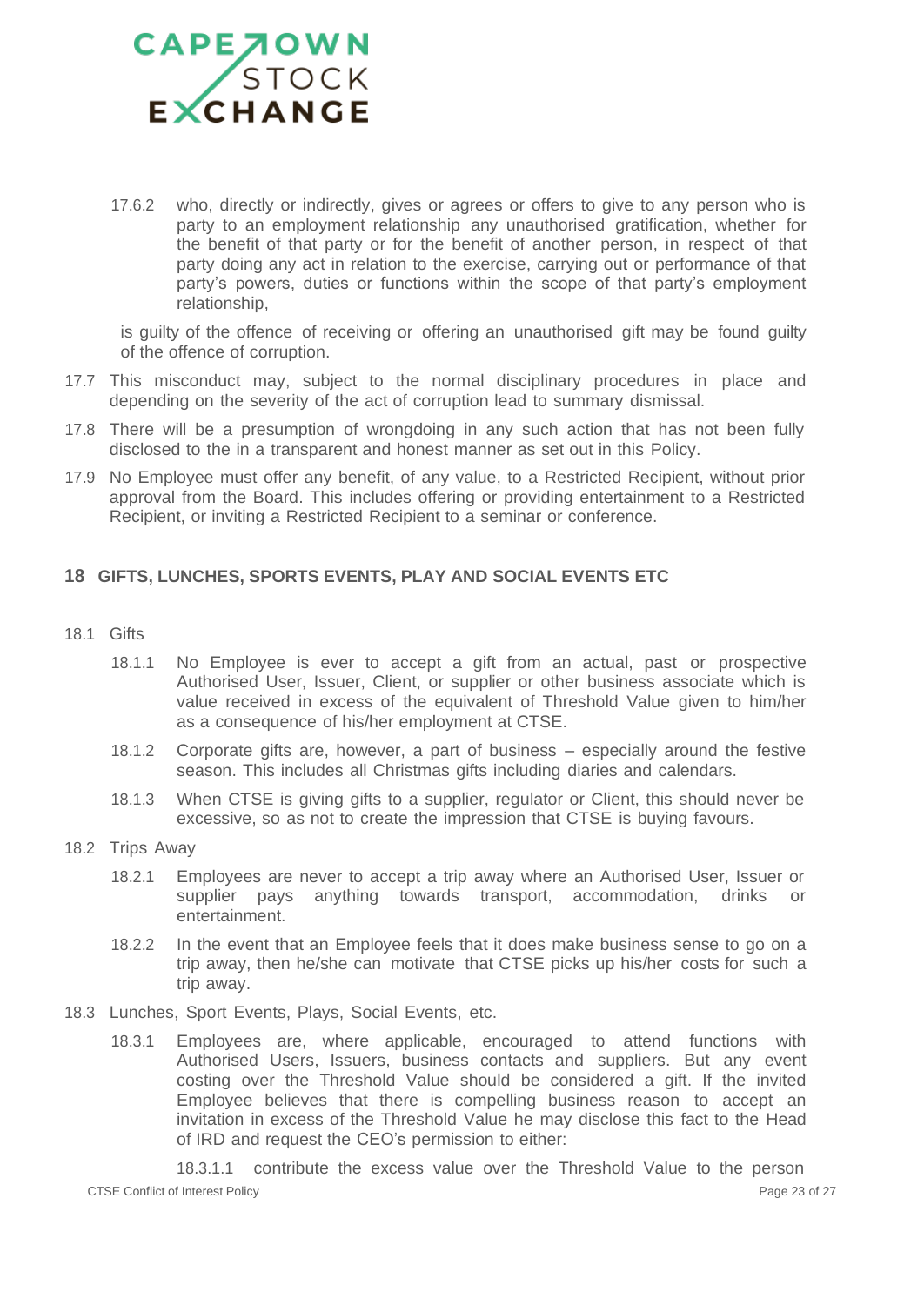17.6.2 who, directly or indirectly, gives or agrees or offers to give to any person who is party to an employment relationship any unauthorised gratification, whether for the benefit of that party or for the benefit of another person, in respect of that party doing any act in relation to the exercise, carrying out or performance of that party's powers, duties or functions within the scope of that party's employment relationship,

is guilty of the offence of receiving or offering an unauthorised gift may be found guilty of the offence of corruption.

17.7 This misconduct may, subject to the normal disciplinary procedures in place and depending on the severity of the act of corruption lead to summary dismissal.

17.8 There will be a presumption of wrongdoing in any such action that has not been fully disclosed to the in a transparent and honest manner as set out in this Policy.

17.9 No Employee must offer any benefit, of any value, to a Restricted Recipient, without prior approval from the Board. This includes offering or providing entertainment to a Restricted Recipient, or inviting a Restricted Recipient to a seminar or conference.

## 18 GIFTS, LUNCHES, SPORTS EVENTS, PLAY AND SOCIAL EVENTS ETC

18.1 Gifts

18.1.1 No Employee is ever to accept a gift from an actual, past or prospective Authorised User, Issuer, Client, or supplier or other business associate which is value received in excess of the equivalent of Threshold Value given to him/her as a consequence of his/her employment at CTSE.

18.1.2 Corporate gifts are, however, a part of business – especially around the festive season. This includes all Christmas gifts including diaries and calendars.

18.1.3 When CTSE is giving gifts to a supplier, regulator or Client, this should never be excessive, so as not to create the impression that CTSE is buying favours.

18.2 Trips Away

18.2.1 Employees are never to accept a trip away where an Authorised User, Issuer or supplier pays anything towards transport, accommodation, drinks or entertainment.

18.2.2 In the event that an Employee feels that it does make business sense to go on a trip away, then he/she can motivate that CTSE picks up his/her costs for such a trip away.

18.3 Lunches, Sport Events, Plays, Social Events, etc.

18.3.1 Employees are, where applicable, encouraged to attend functions with Authorised Users, Issuers, business contacts and suppliers. But any event costing over the Threshold Value should be considered a gift. If the invited Employee believes that there is compelling business reason to accept an invitation in excess of the Threshold Value he may disclose this fact to the Head of IRD and request the CEO's permission to either:

18.3.1.1 contribute the excess value over the Threshold Value to the person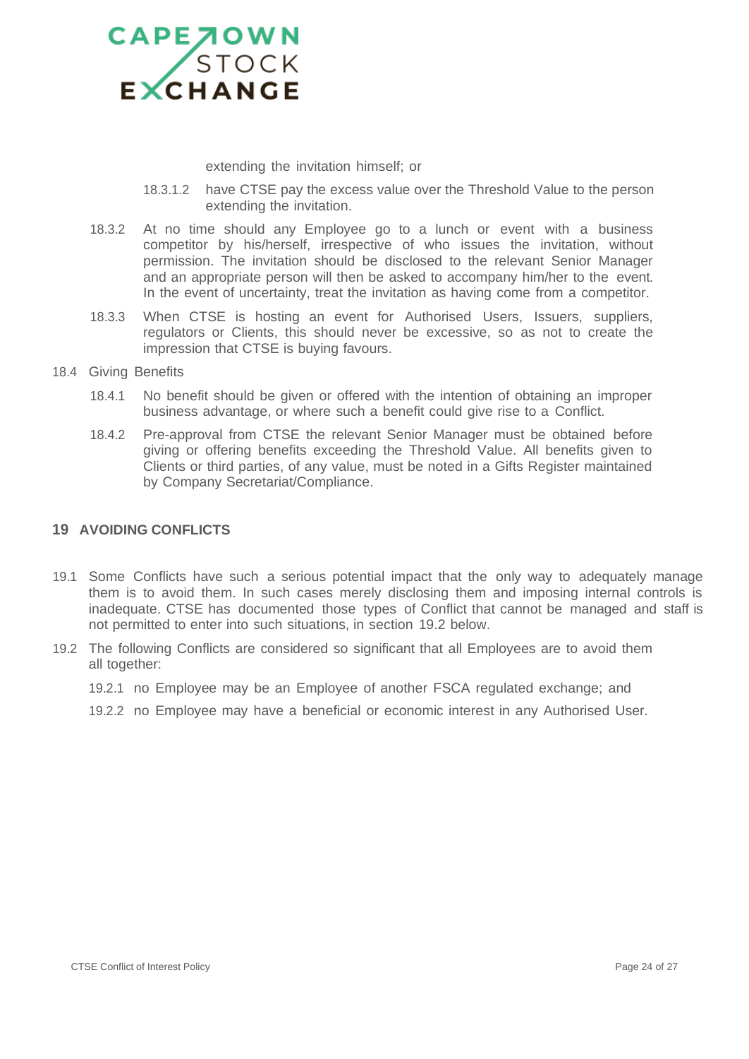extending the invitation himself; or

18.3.1.2 have CTSE pay the excess value over the Threshold Value to the person extending the invitation.

18.3.2 At no time should any Employee go to a lunch or event with a business competitor by his/herself, irrespective of who issues the invitation, without permission. The invitation should be disclosed to the relevant Senior Manager and an appropriate person will then be asked to accompany him/her to the event. In the event of uncertainty, treat the invitation as having come from a competitor.

18.3.3 When CTSE is hosting an event for Authorised Users, Issuers, suppliers, regulators or Clients, this should never be excessive, so as not to create the impression that CTSE is buying favours.

18.4 Giving Benefits

18.4.1 No benefit should be given or offered with the intention of obtaining an improper business advantage, or where such a benefit could give rise to a Conflict.

18.4.2 Pre-approval from CTSE the relevant Senior Manager must be obtained before giving or offering benefits exceeding the Threshold Value. All benefits given to Clients or third parties, of any value, must be noted in a Gifts Register maintained by Company Secretariat/Compliance.

## 19 AVOIDING CONFLICTS

19.1 Some Conflicts have such a serious potential impact that the only way to adequately manage them is to avoid them. In such cases merely disclosing them and imposing internal controls is inadequate. CTSE has documented those types of Conflict that cannot be managed and staff is not permitted to enter into such situations, in section 19.2 below.

19.2 The following Conflicts are considered so significant that all Employees are to avoid them all together:

19.2.1 no Employee may be an Employee of another FSCA regulated exchange; and

19.2.2 no Employee may have a beneficial or economic interest in any Authorised User.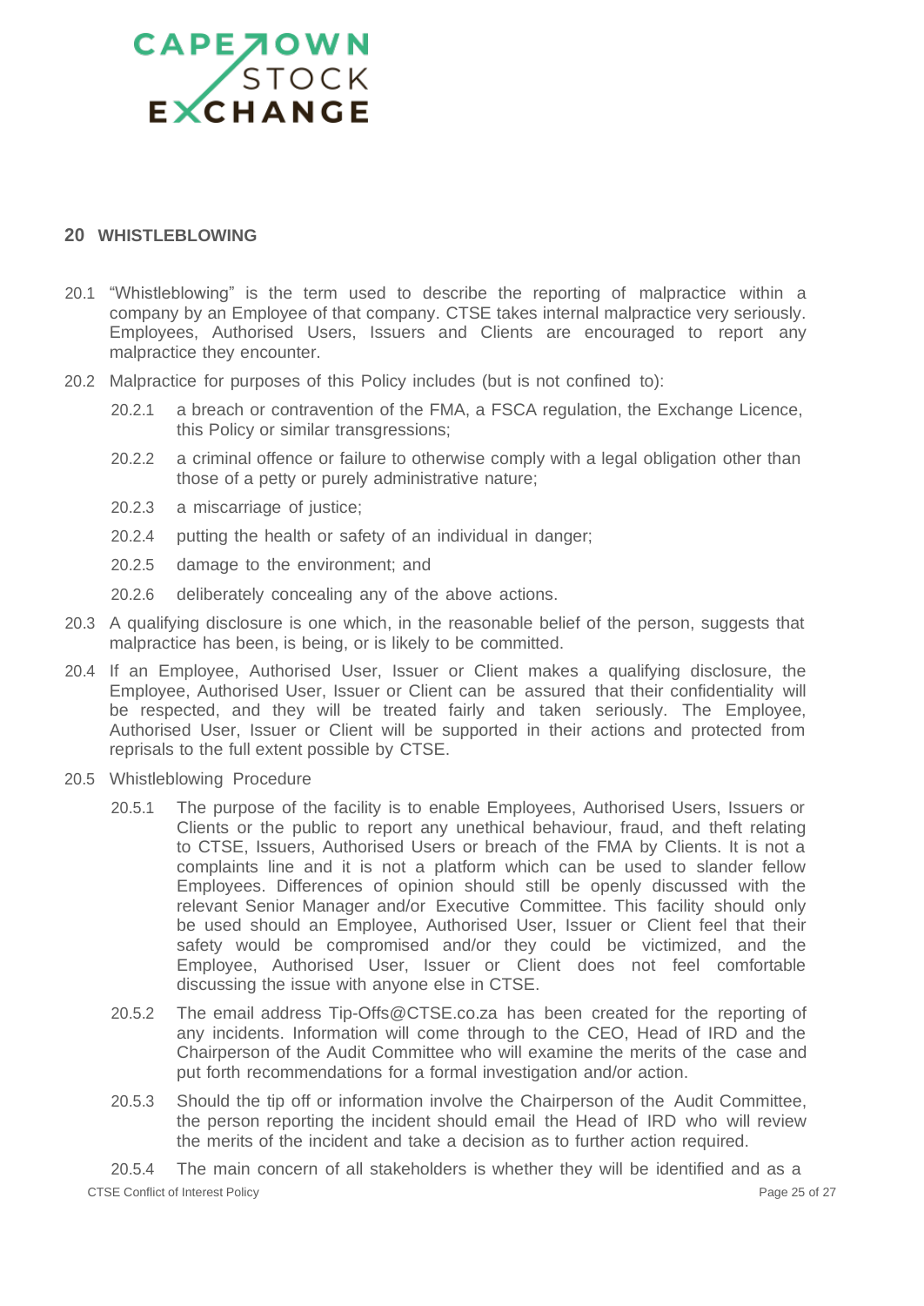## 20 WHISTLEBLOWING

20.1 "Whistleblowing" is the term used to describe the reporting of malpractice within a company by an Employee of that company. CTSE takes internal malpractice very seriously. Employees, Authorised Users, Issuers and Clients are encouraged to report any malpractice they encounter.

20.2 Malpractice for purposes of this Policy includes (but is not confined to):

20.2.1 a breach or contravention of the FMA, a FSCA regulation, the Exchange Licence, this Policy or similar transgressions;

20.2.2 a criminal offence or failure to otherwise comply with a legal obligation other than those of a petty or purely administrative nature;

20.2.3 a miscarriage of justice;

20.2.4 putting the health or safety of an individual in danger;

20.2.5 damage to the environment; and

20.2.6 deliberately concealing any of the above actions.

20.3 A qualifying disclosure is one which, in the reasonable belief of the person, suggests that malpractice has been, is being, or is likely to be committed.

20.4 If an Employee, Authorised User, Issuer or Client makes a qualifying disclosure, the Employee, Authorised User, Issuer or Client can be assured that their confidentiality will be respected, and they will be treated fairly and taken seriously. The Employee, Authorised User, Issuer or Client will be supported in their actions and protected from reprisals to the full extent possible by CTSE.

20.5 Whistleblowing Procedure

20.5.1 The purpose of the facility is to enable Employees, Authorised Users, Issuers or Clients or the public to report any unethical behaviour, fraud, and theft relating to CTSE, Issuers, Authorised Users or breach of the FMA by Clients. It is not a complaints line and it is not a platform which can be used to slander fellow Employees. Differences of opinion should still be openly discussed with the relevant Senior Manager and/or Executive Committee. This facility should only be used should an Employee, Authorised User, Issuer or Client feel that their safety would be compromised and/or they could be victimized, and the Employee, Authorised User, Issuer or Client does not feel comfortable discussing the issue with anyone else in CTSE.

20.5.2 The email address Tip-Offs@CTSE.co.za has been created for the reporting of any incidents. Information will come through to the CEO, Head of IRD and the Chairperson of the Audit Committee who will examine the merits of the case and put forth recommendations for a formal investigation and/or action.

20.5.3 Should the tip off or information involve the Chairperson of the Audit Committee, the person reporting the incident should email the Head of IRD who will review the merits of the incident and take a decision as to further action required.

20.5.4 The main concern of all stakeholders is whether they will be identified and as a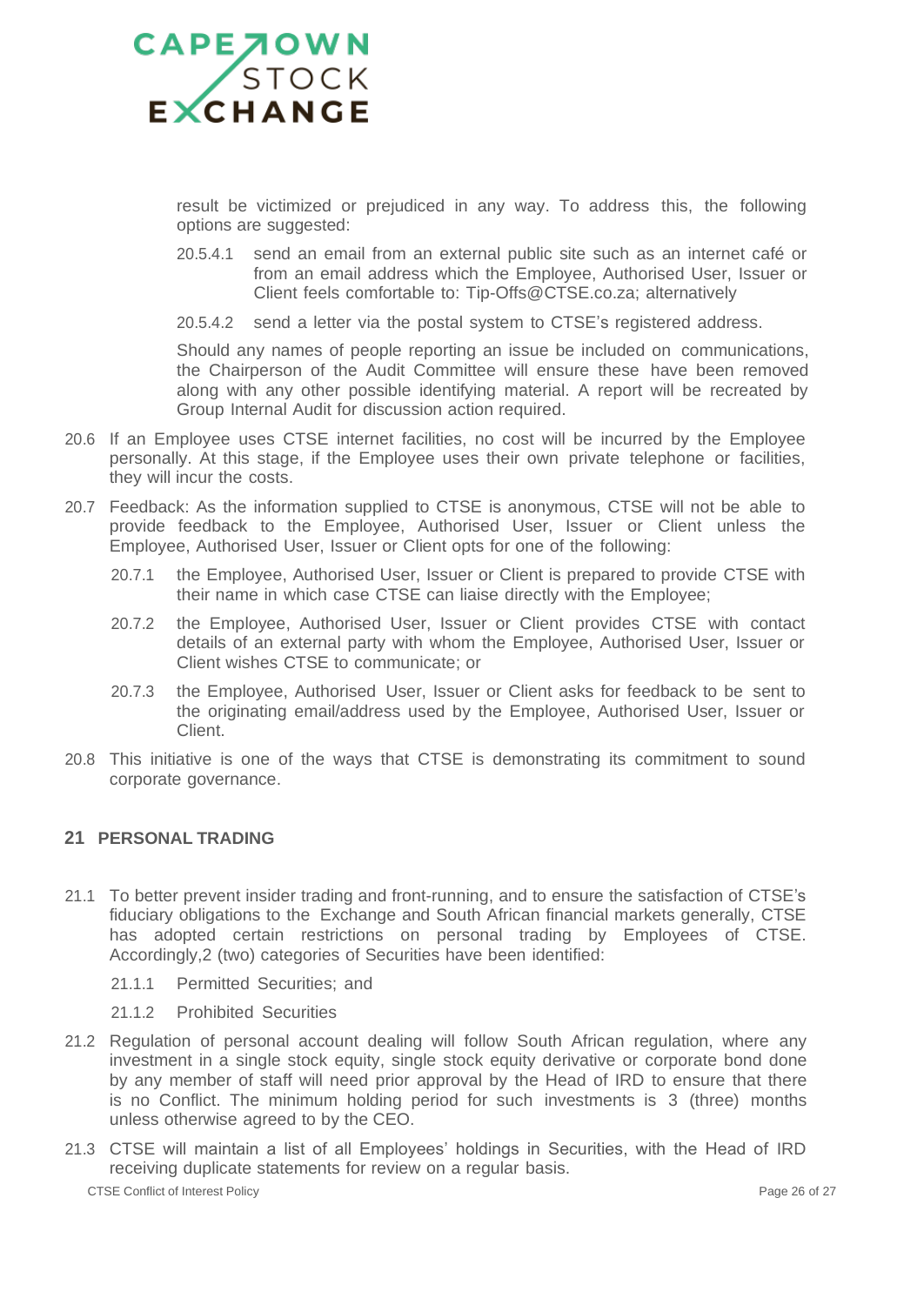result be victimized or prejudiced in any way. To address this, the following options are suggested:

20.5.4.1 send an email from an external public site such as an internet café or from an email address which the Employee, Authorised User, Issuer or Client feels comfortable to: Tip-Offs@CTSE.co.za; alternatively

20.5.4.2 send a letter via the postal system to CTSE's registered address.

Should any names of people reporting an issue be included on communications, the Chairperson of the Audit Committee will ensure these have been removed along with any other possible identifying material. A report will be recreated by Group Internal Audit for discussion action required.

20.6 If an Employee uses CTSE internet facilities, no cost will be incurred by the Employee personally. At this stage, if the Employee uses their own private telephone or facilities, they will incur the costs.

20.7 Feedback: As the information supplied to CTSE is anonymous, CTSE will not be able to provide feedback to the Employee, Authorised User, Issuer or Client unless the Employee, Authorised User, Issuer or Client opts for one of the following:

20.7.1 the Employee, Authorised User, Issuer or Client is prepared to provide CTSE with their name in which case CTSE can liaise directly with the Employee;

20.7.2 the Employee, Authorised User, Issuer or Client provides CTSE with contact details of an external party with whom the Employee, Authorised User, Issuer or Client wishes CTSE to communicate; or

20.7.3 the Employee, Authorised User, Issuer or Client asks for feedback to be sent to the originating email/address used by the Employee, Authorised User, Issuer or Client.

20.8 This initiative is one of the ways that CTSE is demonstrating its commitment to sound corporate governance.

## 21 PERSONAL TRADING

21.1 To better prevent insider trading and front-running, and to ensure the satisfaction of CTSE's fiduciary obligations to the Exchange and South African financial markets generally, CTSE has adopted certain restrictions on personal trading by Employees of CTSE. Accordingly,2 (two) categories of Securities have been identified:

21.1.1 Permitted Securities; and

21.1.2 Prohibited Securities

21.2 Regulation of personal account dealing will follow South African regulation, where any investment in a single stock equity, single stock equity derivative or corporate bond done by any member of staff will need prior approval by the Head of IRD to ensure that there is no Conflict. The minimum holding period for such investments is 3 (three) months unless otherwise agreed to by the CEO.

21.3 CTSE will maintain a list of all Employees' holdings in Securities, with the Head of IRD receiving duplicate statements for review on a regular basis.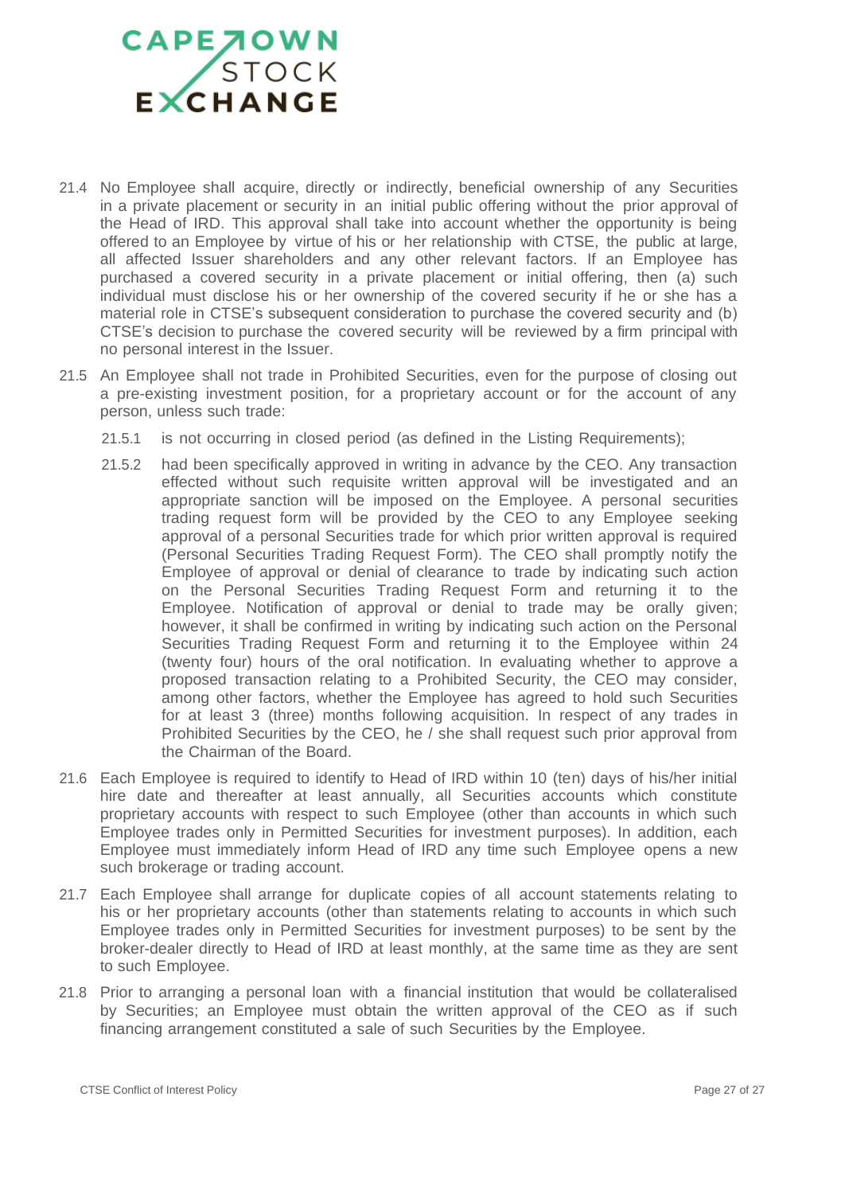21.4 No Employee shall acquire, directly or indirectly, beneficial ownership of any Securities in a private placement or security in an initial public offering without the prior approval of the Head of IRD. This approval shall take into account whether the opportunity is being offered to an Employee by virtue of his or her relationship with CTSE, the public at large, all affected Issuer shareholders and any other relevant factors. If an Employee has purchased a covered security in a private placement or initial offering, then (a) such individual must disclose his or her ownership of the covered security if he or she has a material role in CTSE's subsequent consideration to purchase the covered security and (b) CTSE's decision to purchase the covered security will be reviewed by a firm principal with no personal interest in the Issuer.

21.5 An Employee shall not trade in Prohibited Securities, even for the purpose of closing out a pre-existing investment position, for a proprietary account or for the account of any person, unless such trade:

21.5.1 is not occurring in closed period (as defined in the Listing Requirements);

21.5.2 had been specifically approved in writing in advance by the CEO. Any transaction effected without such requisite written approval will be investigated and an appropriate sanction will be imposed on the Employee. A personal securities trading request form will be provided by the CEO to any Employee seeking approval of a personal Securities trade for which prior written approval is required (Personal Securities Trading Request Form). The CEO shall promptly notify the Employee of approval or denial of clearance to trade by indicating such action on the Personal Securities Trading Request Form and returning it to the Employee. Notification of approval or denial to trade may be orally given; however, it shall be confirmed in writing by indicating such action on the Personal Securities Trading Request Form and returning it to the Employee within 24 (twenty four) hours of the oral notification. In evaluating whether to approve a proposed transaction relating to a Prohibited Security, the CEO may consider, among other factors, whether the Employee has agreed to hold such Securities for at least 3 (three) months following acquisition. In respect of any trades in Prohibited Securities by the CEO, he / she shall request such prior approval from the Chairman of the Board.

21.6 Each Employee is required to identify to Head of IRD within 10 (ten) days of his/her initial hire date and thereafter at least annually, all Securities accounts which constitute proprietary accounts with respect to such Employee (other than accounts in which such Employee trades only in Permitted Securities for investment purposes). In addition, each Employee must immediately inform Head of IRD any time such Employee opens a new such brokerage or trading account.

21.7 Each Employee shall arrange for duplicate copies of all account statements relating to his or her proprietary accounts (other than statements relating to accounts in which such Employee trades only in Permitted Securities for investment purposes) to be sent by the broker-dealer directly to Head of IRD at least monthly, at the same time as they are sent to such Employee.

21.8 Prior to arranging a personal loan with a financial institution that would be collateralised by Securities; an Employee must obtain the written approval of the CEO as if such financing arrangement constituted a sale of such Securities by the Employee.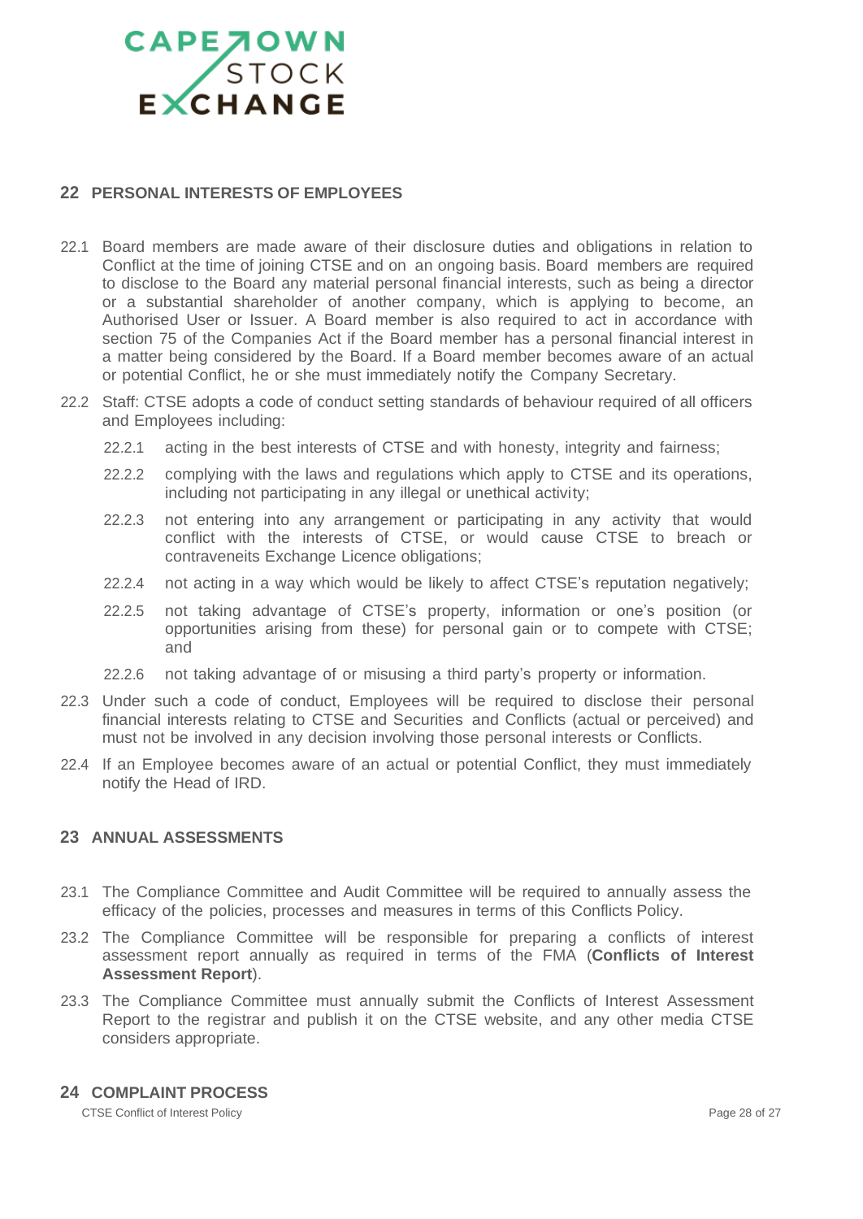## 22 PERSONAL INTERESTS OF EMPLOYEES

22.1 Board members are made aware of their disclosure duties and obligations in relation to Conflict at the time of joining CTSE and on an ongoing basis. Board members are required to disclose to the Board any material personal financial interests, such as being a director or a substantial shareholder of another company, which is applying to become, an Authorised User or Issuer. A Board member is also required to act in accordance with section 75 of the Companies Act if the Board member has a personal financial interest in a matter being considered by the Board. If a Board member becomes aware of an actual or potential Conflict, he or she must immediately notify the Company Secretary.

22.2 Staff: CTSE adopts a code of conduct setting standards of behaviour required of all officers and Employees including:

22.2.1 acting in the best interests of CTSE and with honesty, integrity and fairness;

22.2.2 complying with the laws and regulations which apply to CTSE and its operations, including not participating in any illegal or unethical activity;

22.2.3 not entering into any arrangement or participating in any activity that would conflict with the interests of CTSE, or would cause CTSE to breach or contraveneits Exchange Licence obligations;

22.2.4 not acting in a way which would be likely to affect CTSE's reputation negatively;

22.2.5 not taking advantage of CTSE's property, information or one's position (or opportunities arising from these) for personal gain or to compete with CTSE; and

22.2.6 not taking advantage of or misusing a third party's property or information.

22.3 Under such a code of conduct, Employees will be required to disclose their personal financial interests relating to CTSE and Securities and Conflicts (actual or perceived) and must not be involved in any decision involving those personal interests or Conflicts.

22.4 If an Employee becomes aware of an actual or potential Conflict, they must immediately notify the Head of IRD.

## 23 ANNUAL ASSESSMENTS

23.1 The Compliance Committee and Audit Committee will be required to annually assess the efficacy of the policies, processes and measures in terms of this Conflicts Policy.

23.2 The Compliance Committee will be responsible for preparing a conflicts of interest assessment report annually as required in terms of the FMA (**Conflicts of Interest Assessment Report**).

23.3 The Compliance Committee must annually submit the Conflicts of Interest Assessment Report to the registrar and publish it on the CTSE website, and any other media CTSE considers appropriate.

## 24 COMPLAINT PROCESS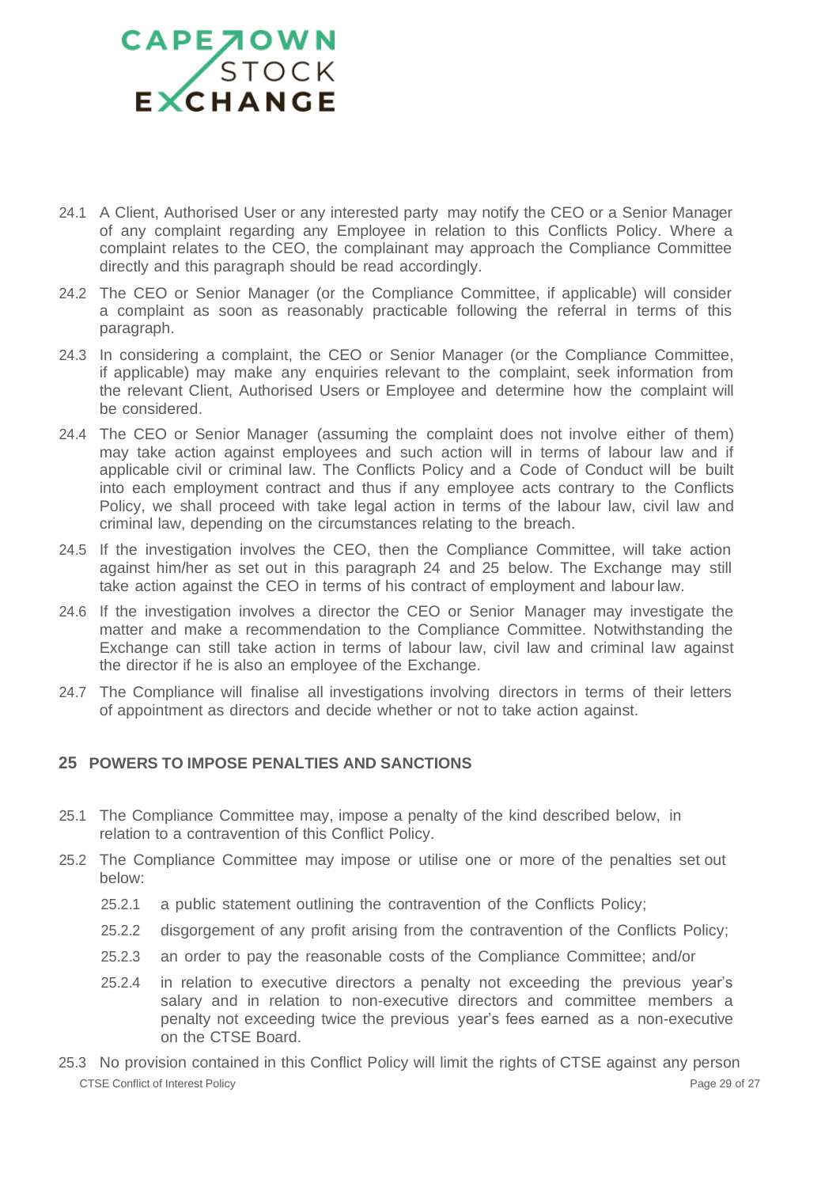24.1 A Client, Authorised User or any interested party may notify the CEO or a Senior Manager of any complaint regarding any Employee in relation to this Conflicts Policy. Where a complaint relates to the CEO, the complainant may approach the Compliance Committee directly and this paragraph should be read accordingly.

24.2 The CEO or Senior Manager (or the Compliance Committee, if applicable) will consider a complaint as soon as reasonably practicable following the referral in terms of this paragraph.

24.3 In considering a complaint, the CEO or Senior Manager (or the Compliance Committee, if applicable) may make any enquiries relevant to the complaint, seek information from the relevant Client, Authorised Users or Employee and determine how the complaint will be considered.

24.4 The CEO or Senior Manager (assuming the complaint does not involve either of them) may take action against employees and such action will in terms of labour law and if applicable civil or criminal law. The Conflicts Policy and a Code of Conduct will be built into each employment contract and thus if any employee acts contrary to the Conflicts Policy, we shall proceed with take legal action in terms of the labour law, civil law and criminal law, depending on the circumstances relating to the breach.

24.5 If the investigation involves the CEO, then the Compliance Committee, will take action against him/her as set out in this paragraph 24 and 25 below. The Exchange may still take action against the CEO in terms of his contract of employment and labour law.

24.6 If the investigation involves a director the CEO or Senior Manager may investigate the matter and make a recommendation to the Compliance Committee. Notwithstanding the Exchange can still take action in terms of labour law, civil law and criminal law against the director if he is also an employee of the Exchange.

24.7 The Compliance will finalise all investigations involving directors in terms of their letters of appointment as directors and decide whether or not to take action against.

## 25 POWERS TO IMPOSE PENALTIES AND SANCTIONS

25.1 The Compliance Committee may, impose a penalty of the kind described below, in relation to a contravention of this Conflict Policy.

25.2 The Compliance Committee may impose or utilise one or more of the penalties set out below:

- 25.2.1 a public statement outlining the contravention of the Conflicts Policy;
- 25.2.2 disgorgement of any profit arising from the contravention of the Conflicts Policy;
- 25.2.3 an order to pay the reasonable costs of the Compliance Committee; and/or
- 25.2.4 in relation to executive directors a penalty not exceeding the previous year's salary and in relation to non-executive directors and committee members a penalty not exceeding twice the previous year's fees earned as a non-executive on the CTSE Board.

25.3 No provision contained in this Conflict Policy will limit the rights of CTSE against any person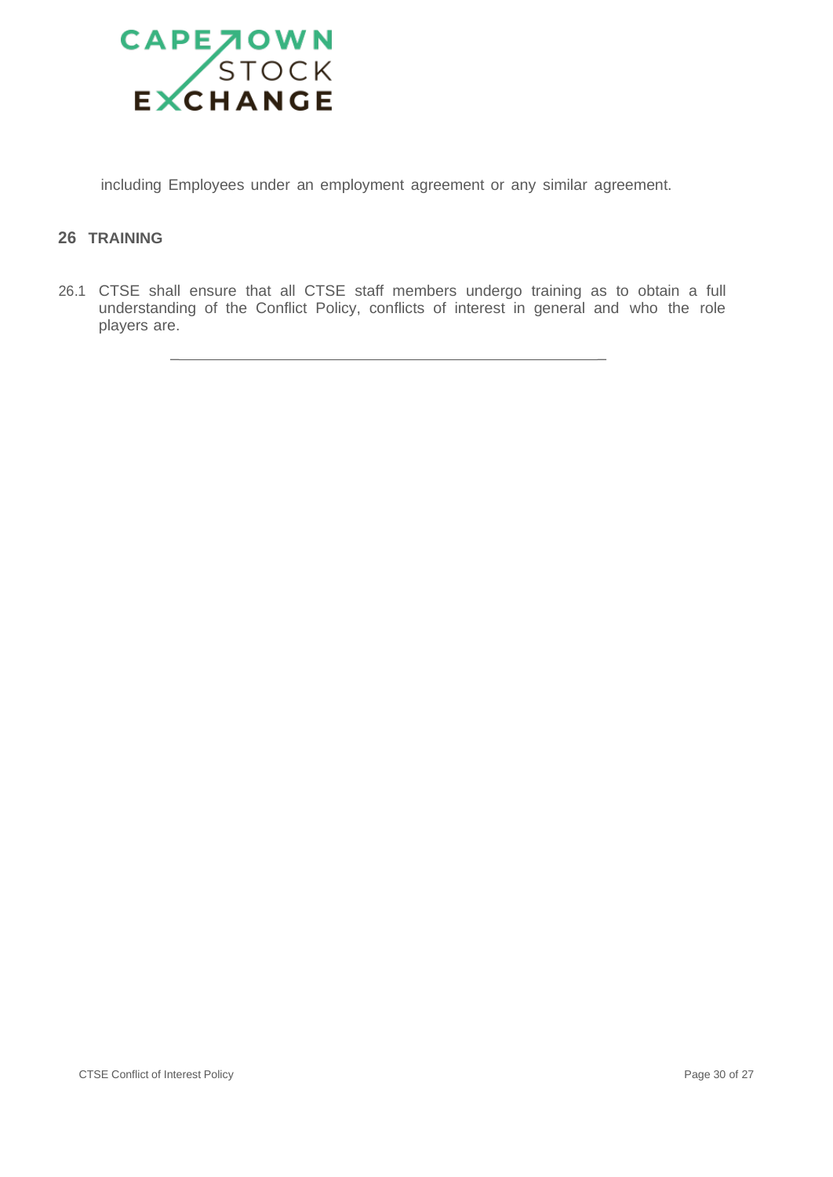including Employees under an employment agreement or any similar agreement.

## 26 TRAINING

26.1 CTSE shall ensure that all CTSE staff members undergo training as to obtain a full understanding of the Conflict Policy, conflicts of interest in general and who the role players are.